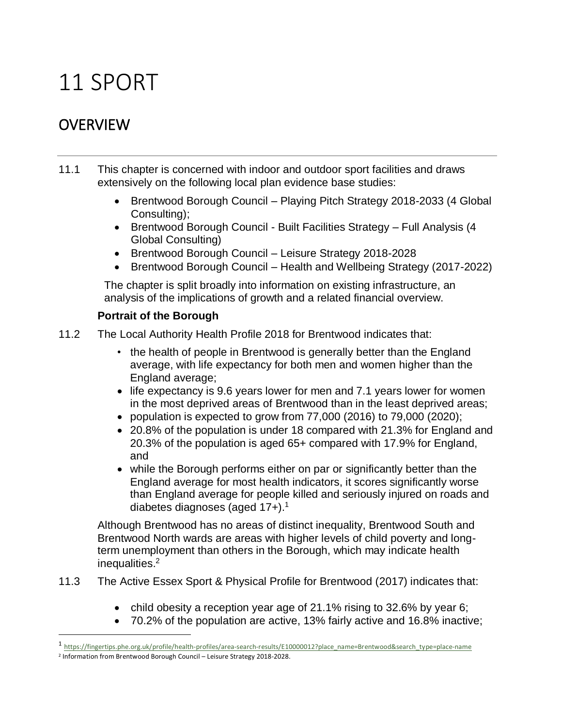# 11 SPORT

## OVERVIEW

11.1 This chapter is concerned with indoor and outdoor sport facilities and draws extensively on the following local plan evidence base studies:

- Brentwood Borough Council – Playing Pitch Strategy 2018-2033 (4 Global Consulting);
- Brentwood Borough Council - Built Facilities Strategy – Full Analysis (4 Global Consulting)
- Brentwood Borough Council – Leisure Strategy 2018-2028
- Brentwood Borough Council – Health and Wellbeing Strategy (2017-2022)

The chapter is split broadly into information on existing infrastructure, an analysis of the implications of growth and a related financial overview.

### Portrait of the Borough

11.2 The Local Authority Health Profile 2018 for Brentwood indicates that:

- the health of people in Brentwood is generally better than the England average, with life expectancy for both men and women higher than the England average;
- life expectancy is 9.6 years lower for men and 7.1 years lower for women in the most deprived areas of Brentwood than in the least deprived areas;
- population is expected to grow from 77,000 (2016) to 79,000 (2020);
- 20.8% of the population is under 18 compared with 21.3% for England and 20.3% of the population is aged 65+ compared with 17.9% for England, and
- while the Borough performs either on par or significantly better than the England average for most health indicators, it scores significantly worse than England average for people killed and seriously injured on roads and diabetes diagnoses (aged 17+).[1]

Although Brentwood has no areas of distinct inequality, Brentwood South and Brentwood North wards are areas with higher levels of child poverty and long-term unemployment than others in the Borough, which may indicate health inequalities.[2]

11.3 The Active Essex Sport & Physical Profile for Brentwood (2017) indicates that:

- child obesity a reception year age of 21.1% rising to 32.6% by year 6;
- 70.2% of the population are active, 13% fairly active and 16.8% inactive;

---

[1] https://fingertips.phe.org.uk/profile/health-profiles/area-search-results/E10000012?place_name=Brentwood&search_type=place-name

[2] Information from Brentwood Borough Council – Leisure Strategy 2018-2028.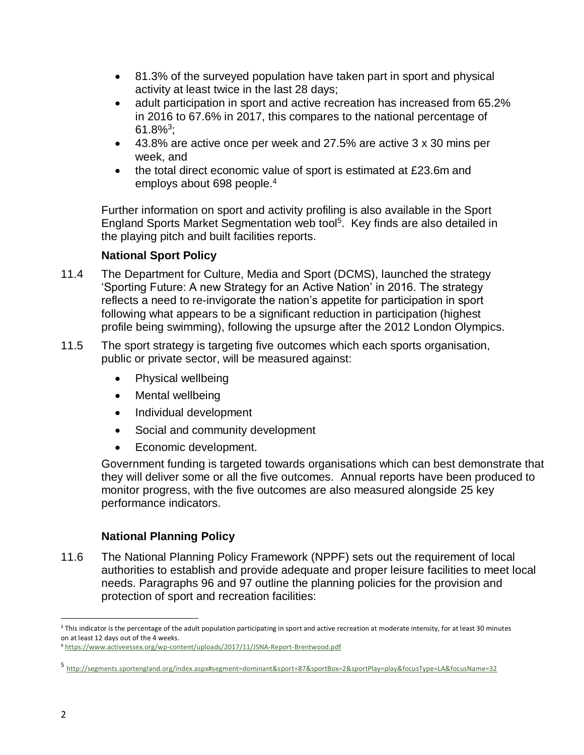- 81.3% of the surveyed population have taken part in sport and physical activity at least twice in the last 28 days;
- adult participation in sport and active recreation has increased from 65.2% in 2016 to 67.6% in 2017, this compares to the national percentage of 61.8%[3];
- 43.8% are active once per week and 27.5% are active 3 x 30 mins per week, and
- the total direct economic value of sport is estimated at £23.6m and employs about 698 people.[4]

Further information on sport and activity profiling is also available in the Sport England Sports Market Segmentation web tool[5]. Key finds are also detailed in the playing pitch and built facilities reports.

### National Sport Policy

11.4 The Department for Culture, Media and Sport (DCMS), launched the strategy 'Sporting Future: A new Strategy for an Active Nation' in 2016. The strategy reflects a need to re-invigorate the nation's appetite for participation in sport following what appears to be a significant reduction in participation (highest profile being swimming), following the upsurge after the 2012 London Olympics.

11.5 The sport strategy is targeting five outcomes which each sports organisation, public or private sector, will be measured against:

- Physical wellbeing
- Mental wellbeing
- Individual development
- Social and community development
- Economic development.

Government funding is targeted towards organisations which can best demonstrate that they will deliver some or all the five outcomes. Annual reports have been produced to monitor progress, with the five outcomes are also measured alongside 25 key performance indicators.

### National Planning Policy

11.6 The National Planning Policy Framework (NPPF) sets out the requirement of local authorities to establish and provide adequate and proper leisure facilities to meet local needs. Paragraphs 96 and 97 outline the planning policies for the provision and protection of sport and recreation facilities:

---

[3] This indicator is the percentage of the adult population participating in sport and active recreation at moderate intensity, for at least 30 minutes on at least 12 days out of the 4 weeks.

[4] https://www.activeessex.org/wp-content/uploads/2017/11/JSNA-Report-Brentwood.pdf

[5] http://segments.sportengland.org/index.aspx#segment=dominant&sport=87&sportBox=2&sportPlay=play&focusType=LA&focusName=32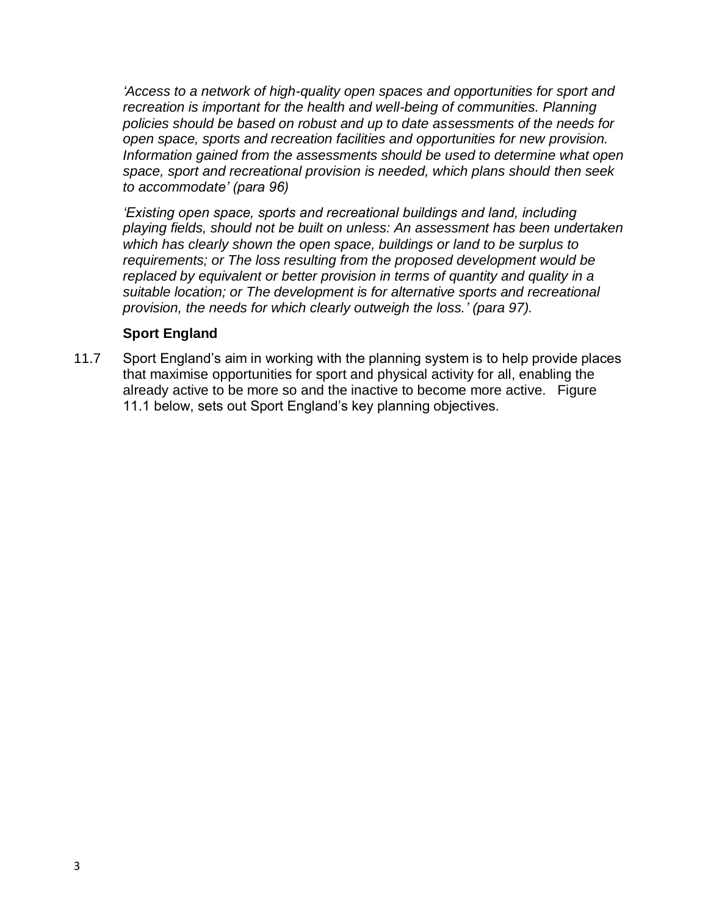*'Access to a network of high-quality open spaces and opportunities for sport and recreation is important for the health and well-being of communities. Planning policies should be based on robust and up to date assessments of the needs for open space, sports and recreation facilities and opportunities for new provision. Information gained from the assessments should be used to determine what open space, sport and recreational provision is needed, which plans should then seek to accommodate' (para 96)*

*'Existing open space, sports and recreational buildings and land, including playing fields, should not be built on unless: An assessment has been undertaken which has clearly shown the open space, buildings or land to be surplus to requirements; or The loss resulting from the proposed development would be replaced by equivalent or better provision in terms of quantity and quality in a suitable location; or The development is for alternative sports and recreational provision, the needs for which clearly outweigh the loss.' (para 97).*

### Sport England

11.7 Sport England's aim in working with the planning system is to help provide places that maximise opportunities for sport and physical activity for all, enabling the already active to be more so and the inactive to become more active. Figure 11.1 below, sets out Sport England's key planning objectives.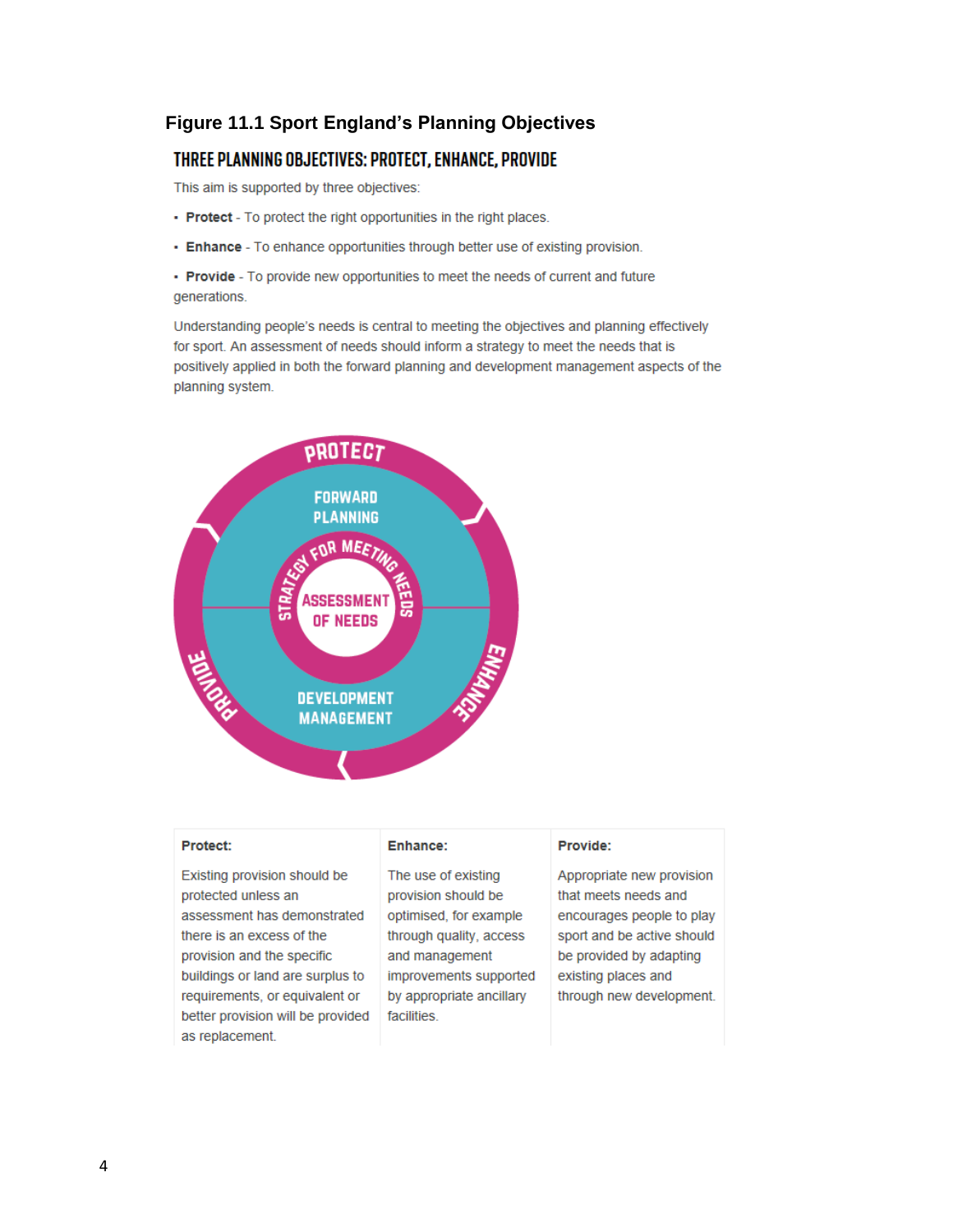# Figure 11.1 Sport England's Planning Objectives

## THREE PLANNING OBJECTIVES: PROTECT, ENHANCE, PROVIDE

This aim is supported by three objectives:

- **Protect** - To protect the right opportunities in the right places.
- **Enhance** - To enhance opportunities through better use of existing provision.
- **Provide** - To provide new opportunities to meet the needs of current and future generations.

Understanding people's needs is central to meeting the objectives and planning effectively for sport. An assessment of needs should inform a strategy to meet the needs that is positively applied in both the forward planning and development management aspects of the planning system.

PROTECT

FORWARD PLANNING

STRATEGY FOR MEETING NEEDS

ASSESSMENT OF NEEDS

DEVELOPMENT MANAGEMENT

ENHANCE

PROVIDE

| **Protect:** | **Enhance:** | **Provide:** |
| --- | --- | --- |
| Existing provision should be protected unless an assessment has demonstrated there is an excess of the provision and the specific buildings or land are surplus to requirements, or equivalent or better provision will be provided as replacement. | The use of existing provision should be optimised, for example through quality, access and management improvements supported by appropriate ancillary facilities. | Appropriate new provision that meets needs and encourages people to play sport and be active should be provided by adapting existing places and through new development. |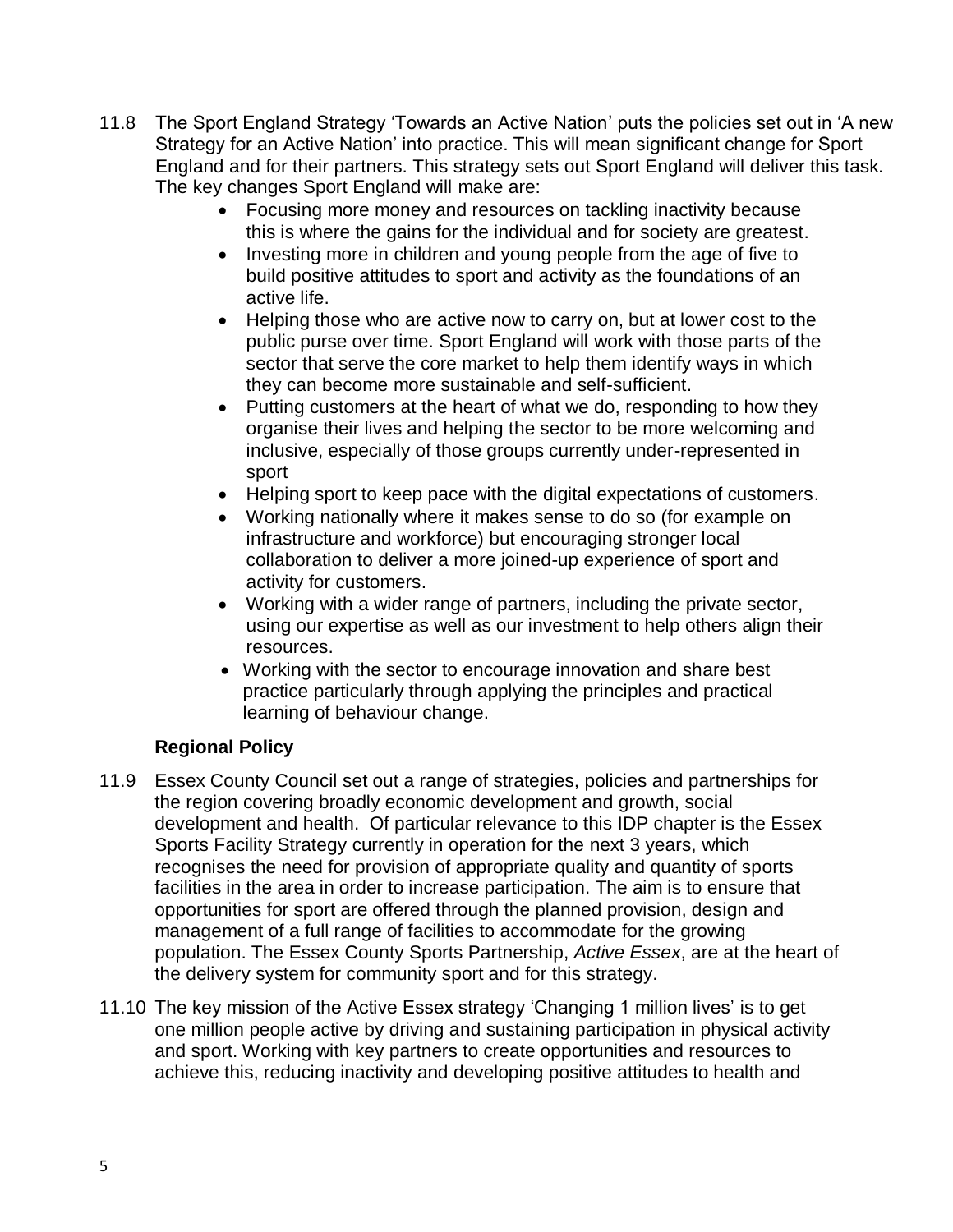11.8 The Sport England Strategy 'Towards an Active Nation' puts the policies set out in 'A new Strategy for an Active Nation' into practice. This will mean significant change for Sport England and for their partners. This strategy sets out Sport England will deliver this task. The key changes Sport England will make are:

- Focusing more money and resources on tackling inactivity because this is where the gains for the individual and for society are greatest.
- Investing more in children and young people from the age of five to build positive attitudes to sport and activity as the foundations of an active life.
- Helping those who are active now to carry on, but at lower cost to the public purse over time. Sport England will work with those parts of the sector that serve the core market to help them identify ways in which they can become more sustainable and self-sufficient.
- Putting customers at the heart of what we do, responding to how they organise their lives and helping the sector to be more welcoming and inclusive, especially of those groups currently under-represented in sport
- Helping sport to keep pace with the digital expectations of customers.
- Working nationally where it makes sense to do so (for example on infrastructure and workforce) but encouraging stronger local collaboration to deliver a more joined-up experience of sport and activity for customers.
- Working with a wider range of partners, including the private sector, using our expertise as well as our investment to help others align their resources.
- Working with the sector to encourage innovation and share best practice particularly through applying the principles and practical learning of behaviour change.

### Regional Policy

11.9 Essex County Council set out a range of strategies, policies and partnerships for the region covering broadly economic development and growth, social development and health. Of particular relevance to this IDP chapter is the Essex Sports Facility Strategy currently in operation for the next 3 years, which recognises the need for provision of appropriate quality and quantity of sports facilities in the area in order to increase participation. The aim is to ensure that opportunities for sport are offered through the planned provision, design and management of a full range of facilities to accommodate for the growing population. The Essex County Sports Partnership, *Active Essex*, are at the heart of the delivery system for community sport and for this strategy.

11.10 The key mission of the Active Essex strategy 'Changing 1 million lives' is to get one million people active by driving and sustaining participation in physical activity and sport. Working with key partners to create opportunities and resources to achieve this, reducing inactivity and developing positive attitudes to health and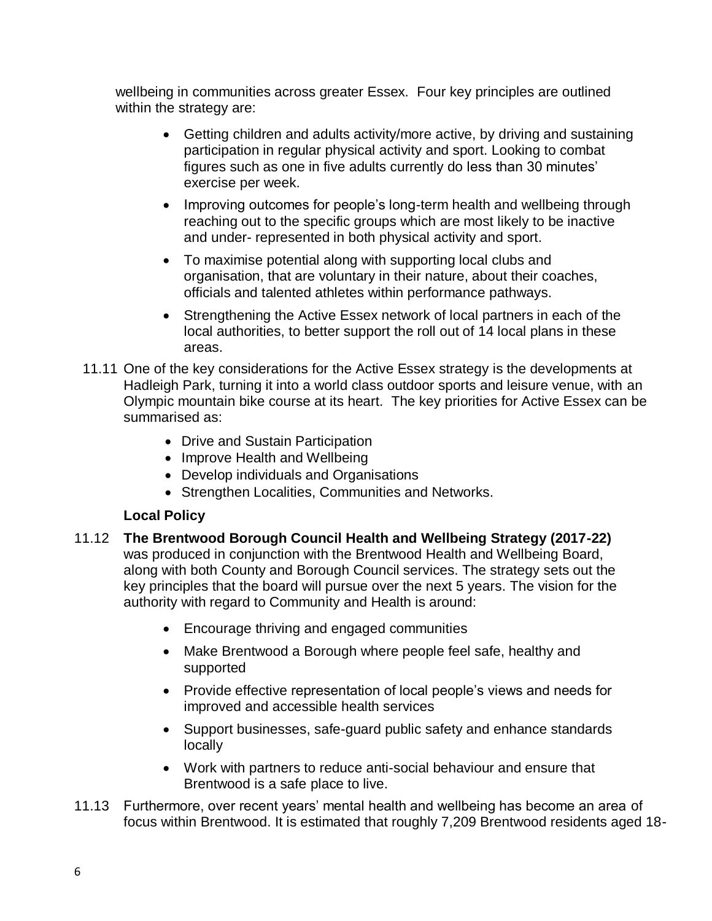wellbeing in communities across greater Essex. Four key principles are outlined within the strategy are:

- Getting children and adults activity/more active, by driving and sustaining participation in regular physical activity and sport. Looking to combat figures such as one in five adults currently do less than 30 minutes' exercise per week.
- Improving outcomes for people's long-term health and wellbeing through reaching out to the specific groups which are most likely to be inactive and under- represented in both physical activity and sport.
- To maximise potential along with supporting local clubs and organisation, that are voluntary in their nature, about their coaches, officials and talented athletes within performance pathways.
- Strengthening the Active Essex network of local partners in each of the local authorities, to better support the roll out of 14 local plans in these areas.

11.11 One of the key considerations for the Active Essex strategy is the developments at Hadleigh Park, turning it into a world class outdoor sports and leisure venue, with an Olympic mountain bike course at its heart. The key priorities for Active Essex can be summarised as:

- Drive and Sustain Participation
- Improve Health and Wellbeing
- Develop individuals and Organisations
- Strengthen Localities, Communities and Networks.

**Local Policy**

11.12 **The Brentwood Borough Council Health and Wellbeing Strategy (2017-22)** was produced in conjunction with the Brentwood Health and Wellbeing Board, along with both County and Borough Council services. The strategy sets out the key principles that the board will pursue over the next 5 years. The vision for the authority with regard to Community and Health is around:

- Encourage thriving and engaged communities
- Make Brentwood a Borough where people feel safe, healthy and supported
- Provide effective representation of local people's views and needs for improved and accessible health services
- Support businesses, safe-guard public safety and enhance standards locally
- Work with partners to reduce anti-social behaviour and ensure that Brentwood is a safe place to live.

11.13 Furthermore, over recent years' mental health and wellbeing has become an area of focus within Brentwood. It is estimated that roughly 7,209 Brentwood residents aged 18-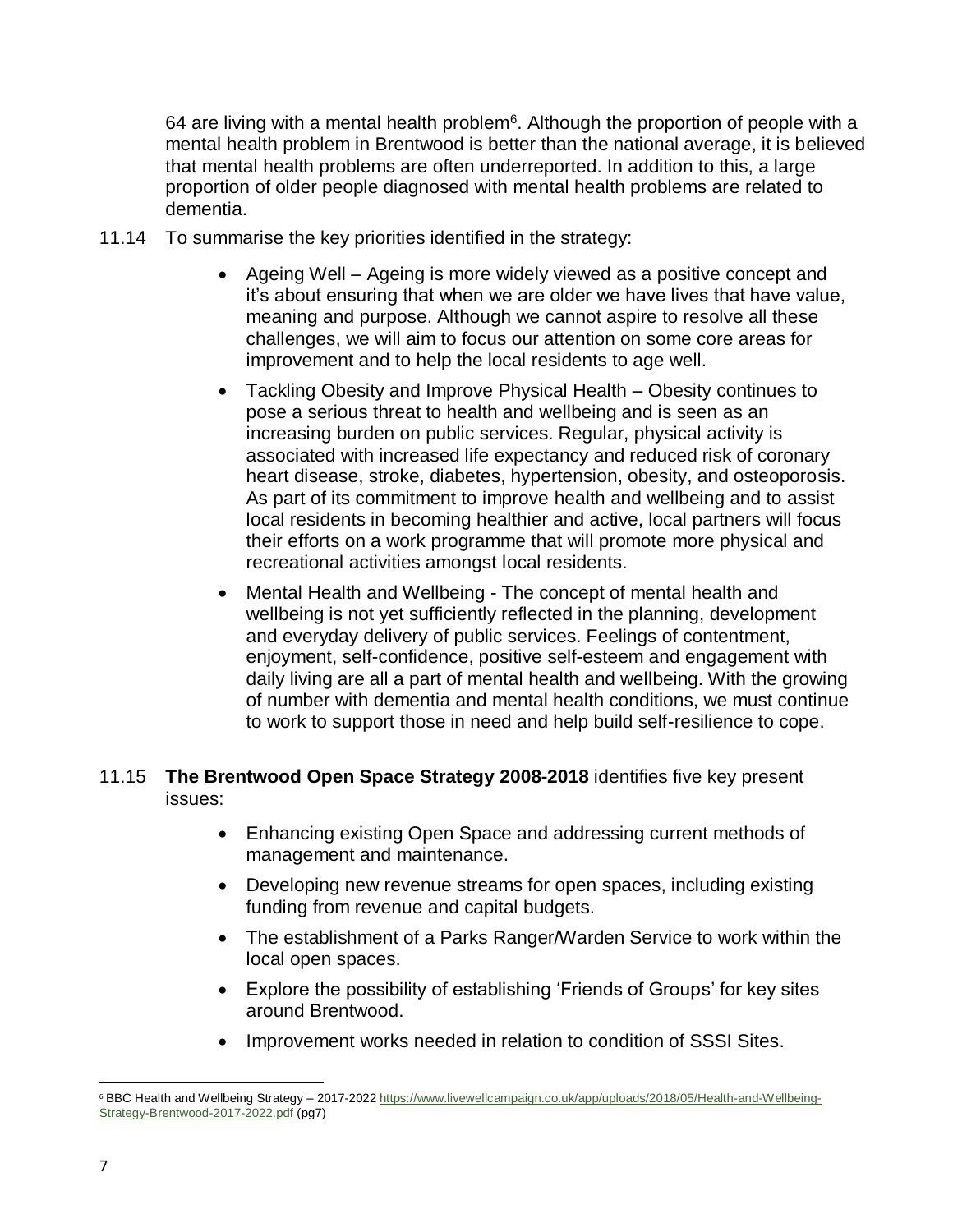64 are living with a mental health problem[6]. Although the proportion of people with a mental health problem in Brentwood is better than the national average, it is believed that mental health problems are often underreported. In addition to this, a large proportion of older people diagnosed with mental health problems are related to dementia.

11.14 To summarise the key priorities identified in the strategy:

- Ageing Well – Ageing is more widely viewed as a positive concept and it's about ensuring that when we are older we have lives that have value, meaning and purpose. Although we cannot aspire to resolve all these challenges, we will aim to focus our attention on some core areas for improvement and to help the local residents to age well.
- Tackling Obesity and Improve Physical Health – Obesity continues to pose a serious threat to health and wellbeing and is seen as an increasing burden on public services. Regular, physical activity is associated with increased life expectancy and reduced risk of coronary heart disease, stroke, diabetes, hypertension, obesity, and osteoporosis. As part of its commitment to improve health and wellbeing and to assist local residents in becoming healthier and active, local partners will focus their efforts on a work programme that will promote more physical and recreational activities amongst local residents.
- Mental Health and Wellbeing - The concept of mental health and wellbeing is not yet sufficiently reflected in the planning, development and everyday delivery of public services. Feelings of contentment, enjoyment, self-confidence, positive self-esteem and engagement with daily living are all a part of mental health and wellbeing. With the growing of number with dementia and mental health conditions, we must continue to work to support those in need and help build self-resilience to cope.

11.15 **The Brentwood Open Space Strategy 2008-2018** identifies five key present issues:

- Enhancing existing Open Space and addressing current methods of management and maintenance.
- Developing new revenue streams for open spaces, including existing funding from revenue and capital budgets.
- The establishment of a Parks Ranger/Warden Service to work within the local open spaces.
- Explore the possibility of establishing 'Friends of Groups' for key sites around Brentwood.
- Improvement works needed in relation to condition of SSSI Sites.

---

[6] BBC Health and Wellbeing Strategy – 2017-2022 https://www.livewellcampaign.co.uk/app/uploads/2018/05/Health-and-Wellbeing-Strategy-Brentwood-2017-2022.pdf (pg7)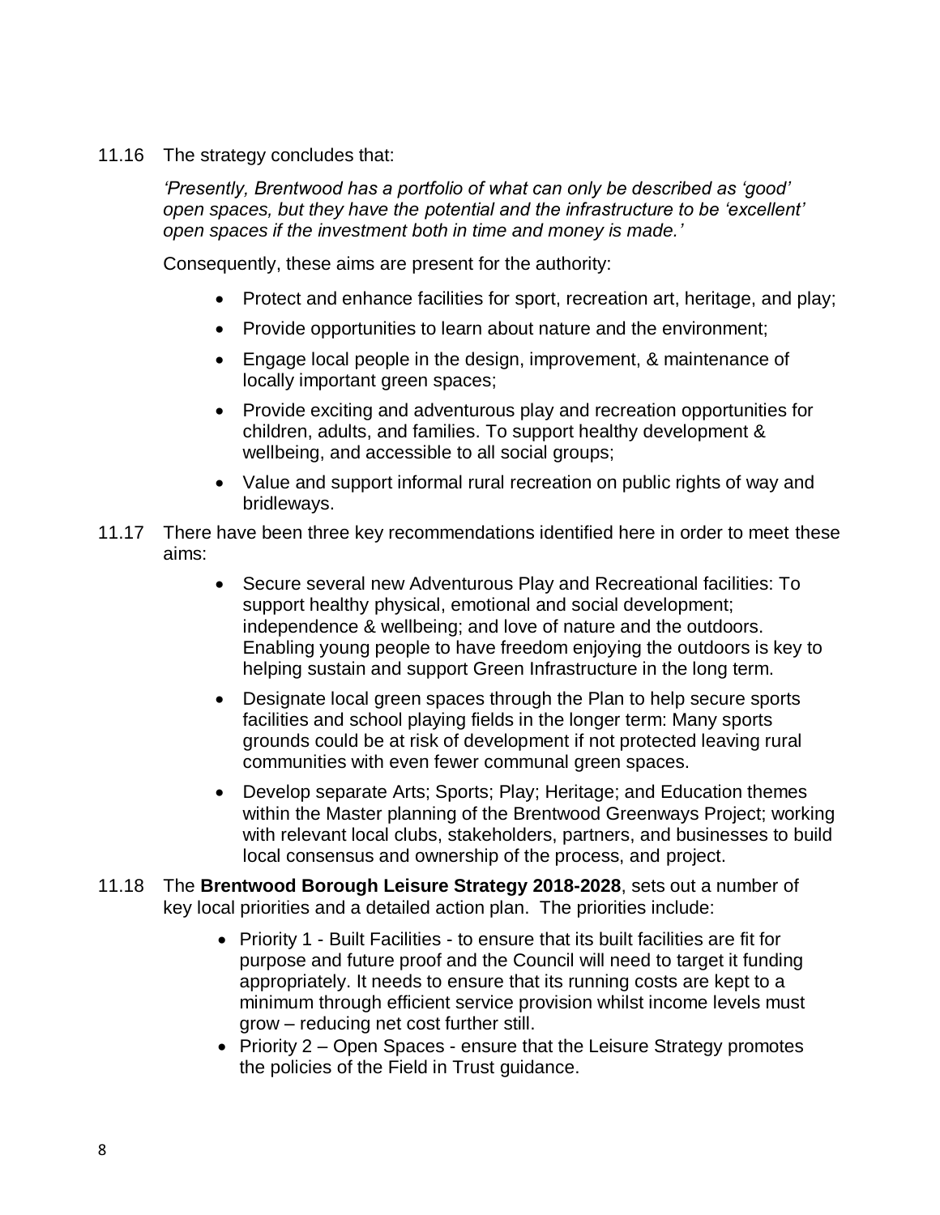11.16 The strategy concludes that:

*'Presently, Brentwood has a portfolio of what can only be described as 'good' open spaces, but they have the potential and the infrastructure to be 'excellent' open spaces if the investment both in time and money is made.'*

Consequently, these aims are present for the authority:

- Protect and enhance facilities for sport, recreation art, heritage, and play;
- Provide opportunities to learn about nature and the environment;
- Engage local people in the design, improvement, & maintenance of locally important green spaces;
- Provide exciting and adventurous play and recreation opportunities for children, adults, and families. To support healthy development & wellbeing, and accessible to all social groups;
- Value and support informal rural recreation on public rights of way and bridleways.

11.17 There have been three key recommendations identified here in order to meet these aims:

- Secure several new Adventurous Play and Recreational facilities: To support healthy physical, emotional and social development; independence & wellbeing; and love of nature and the outdoors. Enabling young people to have freedom enjoying the outdoors is key to helping sustain and support Green Infrastructure in the long term.
- Designate local green spaces through the Plan to help secure sports facilities and school playing fields in the longer term: Many sports grounds could be at risk of development if not protected leaving rural communities with even fewer communal green spaces.
- Develop separate Arts; Sports; Play; Heritage; and Education themes within the Master planning of the Brentwood Greenways Project; working with relevant local clubs, stakeholders, partners, and businesses to build local consensus and ownership of the process, and project.

11.18 The **Brentwood Borough Leisure Strategy 2018-2028**, sets out a number of key local priorities and a detailed action plan. The priorities include:

- Priority 1 - Built Facilities - to ensure that its built facilities are fit for purpose and future proof and the Council will need to target it funding appropriately. It needs to ensure that its running costs are kept to a minimum through efficient service provision whilst income levels must grow – reducing net cost further still.
- Priority 2 – Open Spaces - ensure that the Leisure Strategy promotes the policies of the Field in Trust guidance.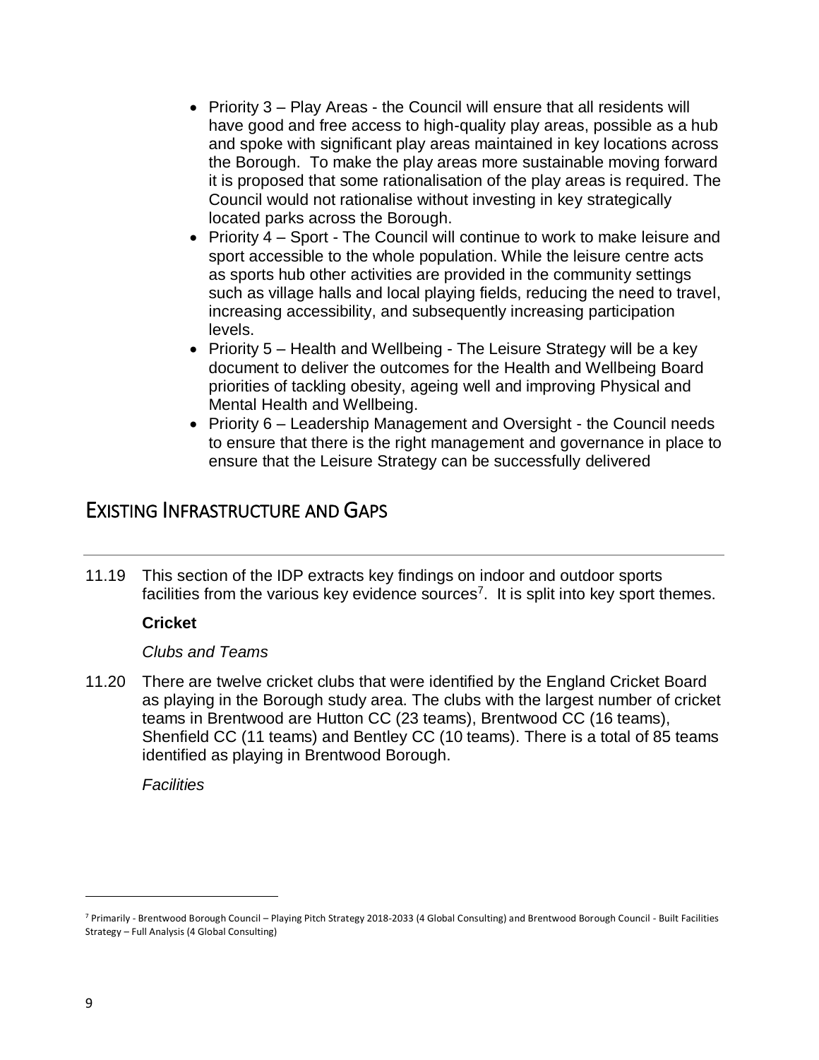- Priority 3 – Play Areas - the Council will ensure that all residents will have good and free access to high-quality play areas, possible as a hub and spoke with significant play areas maintained in key locations across the Borough. To make the play areas more sustainable moving forward it is proposed that some rationalisation of the play areas is required. The Council would not rationalise without investing in key strategically located parks across the Borough.
- Priority 4 – Sport - The Council will continue to work to make leisure and sport accessible to the whole population. While the leisure centre acts as sports hub other activities are provided in the community settings such as village halls and local playing fields, reducing the need to travel, increasing accessibility, and subsequently increasing participation levels.
- Priority 5 – Health and Wellbeing - The Leisure Strategy will be a key document to deliver the outcomes for the Health and Wellbeing Board priorities of tackling obesity, ageing well and improving Physical and Mental Health and Wellbeing.
- Priority 6 – Leadership Management and Oversight - the Council needs to ensure that there is the right management and governance in place to ensure that the Leisure Strategy can be successfully delivered

## EXISTING INFRASTRUCTURE AND GAPS

11.19 This section of the IDP extracts key findings on indoor and outdoor sports facilities from the various key evidence sources[7]. It is split into key sport themes.

**Cricket**

*Clubs and Teams*

11.20 There are twelve cricket clubs that were identified by the England Cricket Board as playing in the Borough study area. The clubs with the largest number of cricket teams in Brentwood are Hutton CC (23 teams), Brentwood CC (16 teams), Shenfield CC (11 teams) and Bentley CC (10 teams). There is a total of 85 teams identified as playing in Brentwood Borough.

*Facilities*

[7] Primarily - Brentwood Borough Council – Playing Pitch Strategy 2018-2033 (4 Global Consulting) and Brentwood Borough Council - Built Facilities Strategy – Full Analysis (4 Global Consulting)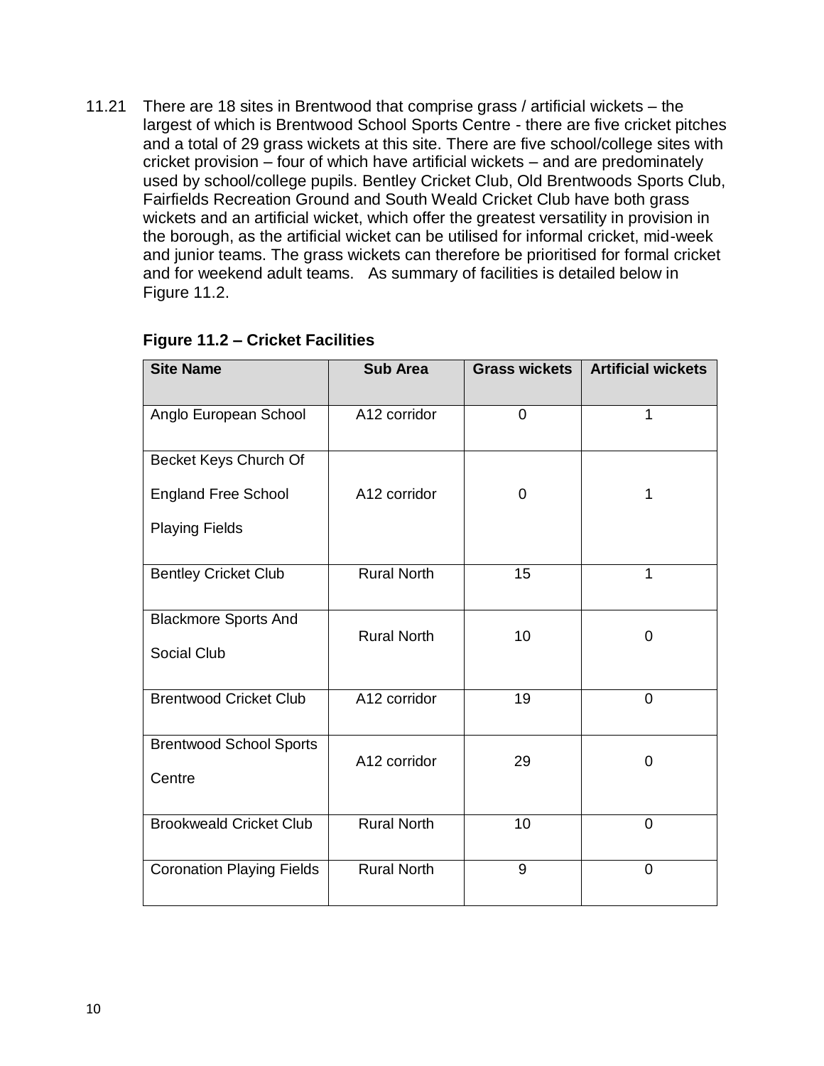11.21 There are 18 sites in Brentwood that comprise grass / artificial wickets – the largest of which is Brentwood School Sports Centre - there are five cricket pitches and a total of 29 grass wickets at this site. There are five school/college sites with cricket provision – four of which have artificial wickets – and are predominately used by school/college pupils. Bentley Cricket Club, Old Brentwoods Sports Club, Fairfields Recreation Ground and South Weald Cricket Club have both grass wickets and an artificial wicket, which offer the greatest versatility in provision in the borough, as the artificial wicket can be utilised for informal cricket, mid-week and junior teams. The grass wickets can therefore be prioritised for formal cricket and for weekend adult teams. As summary of facilities is detailed below in Figure 11.2.

**Figure 11.2 – Cricket Facilities**

| Site Name | Sub Area | Grass wickets | Artificial wickets |
|---|---|---|---|
| Anglo European School | A12 corridor | 0 | 1 |
| Becket Keys Church Of England Free School Playing Fields | A12 corridor | 0 | 1 |
| Bentley Cricket Club | Rural North | 15 | 1 |
| Blackmore Sports And Social Club | Rural North | 10 | 0 |
| Brentwood Cricket Club | A12 corridor | 19 | 0 |
| Brentwood School Sports Centre | A12 corridor | 29 | 0 |
| Brookweald Cricket Club | Rural North | 10 | 0 |
| Coronation Playing Fields | Rural North | 9 | 0 |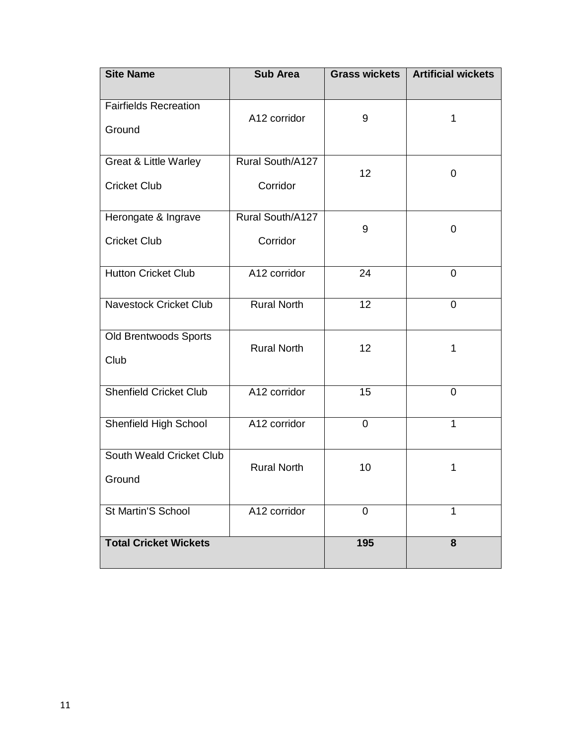| Site Name | Sub Area | Grass wickets | Artificial wickets |
|---|---|---|---|
| Fairfields Recreation Ground | A12 corridor | 9 | 1 |
| Great & Little Warley Cricket Club | Rural South/A127 Corridor | 12 | 0 |
| Herongate & Ingrave Cricket Club | Rural South/A127 Corridor | 9 | 0 |
| Hutton Cricket Club | A12 corridor | 24 | 0 |
| Navestock Cricket Club | Rural North | 12 | 0 |
| Old Brentwoods Sports Club | Rural North | 12 | 1 |
| Shenfield Cricket Club | A12 corridor | 15 | 0 |
| Shenfield High School | A12 corridor | 0 | 1 |
| South Weald Cricket Club Ground | Rural North | 10 | 1 |
| St Martin'S School | A12 corridor | 0 | 1 |
| **Total Cricket Wickets** | | **195** | **8** |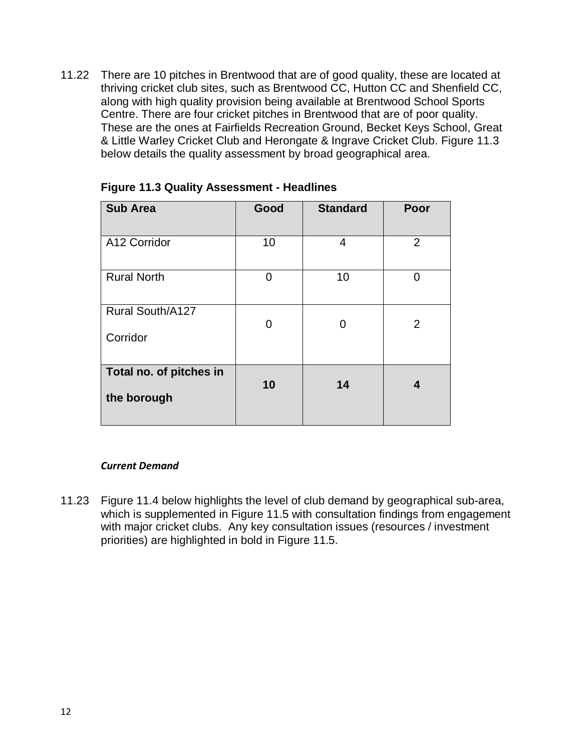11.22 There are 10 pitches in Brentwood that are of good quality, these are located at thriving cricket club sites, such as Brentwood CC, Hutton CC and Shenfield CC, along with high quality provision being available at Brentwood School Sports Centre. There are four cricket pitches in Brentwood that are of poor quality. These are the ones at Fairfields Recreation Ground, Becket Keys School, Great & Little Warley Cricket Club and Herongate & Ingrave Cricket Club. Figure 11.3 below details the quality assessment by broad geographical area.

**Figure 11.3 Quality Assessment - Headlines**

| Sub Area | Good | Standard | Poor |
|---|---|---|---|
| A12 Corridor | 10 | 4 | 2 |
| Rural North | 0 | 10 | 0 |
| Rural South/A127 Corridor | 0 | 0 | 2 |
| **Total no. of pitches in the borough** | **10** | **14** | **4** |

***Current Demand***

11.23 Figure 11.4 below highlights the level of club demand by geographical sub-area, which is supplemented in Figure 11.5 with consultation findings from engagement with major cricket clubs. Any key consultation issues (resources / investment priorities) are highlighted in bold in Figure 11.5.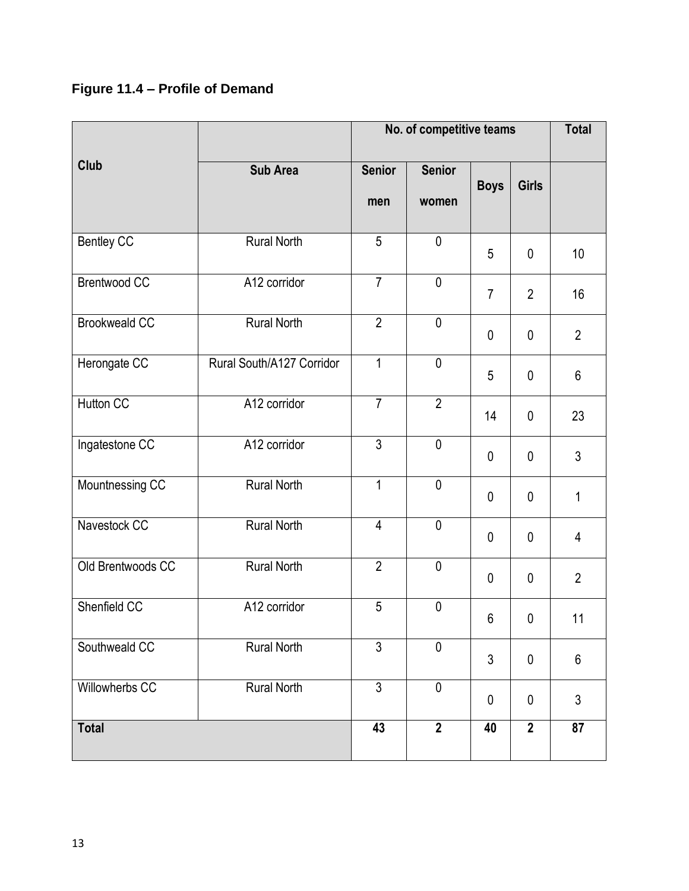**Figure 11.4 – Profile of Demand**

| Club | | No. of competitive teams | | | | Total |
|---|---|---|---|---|---|---|
| | Sub Area | Senior men | Senior women | Boys | Girls | |
| Bentley CC | Rural North | 5 | 0 | 5 | 0 | 10 |
| Brentwood CC | A12 corridor | 7 | 0 | 7 | 2 | 16 |
| Brookweald CC | Rural North | 2 | 0 | 0 | 0 | 2 |
| Herongate CC | Rural South/A127 Corridor | 1 | 0 | 5 | 0 | 6 |
| Hutton CC | A12 corridor | 7 | 2 | 14 | 0 | 23 |
| Ingatestone CC | A12 corridor | 3 | 0 | 0 | 0 | 3 |
| Mountnessing CC | Rural North | 1 | 0 | 0 | 0 | 1 |
| Navestock CC | Rural North | 4 | 0 | 0 | 0 | 4 |
| Old Brentwoods CC | Rural North | 2 | 0 | 0 | 0 | 2 |
| Shenfield CC | A12 corridor | 5 | 0 | 6 | 0 | 11 |
| Southweald CC | Rural North | 3 | 0 | 3 | 0 | 6 |
| Willowherbs CC | Rural North | 3 | 0 | 0 | 0 | 3 |
| **Total** | | **43** | **2** | **40** | **2** | **87** |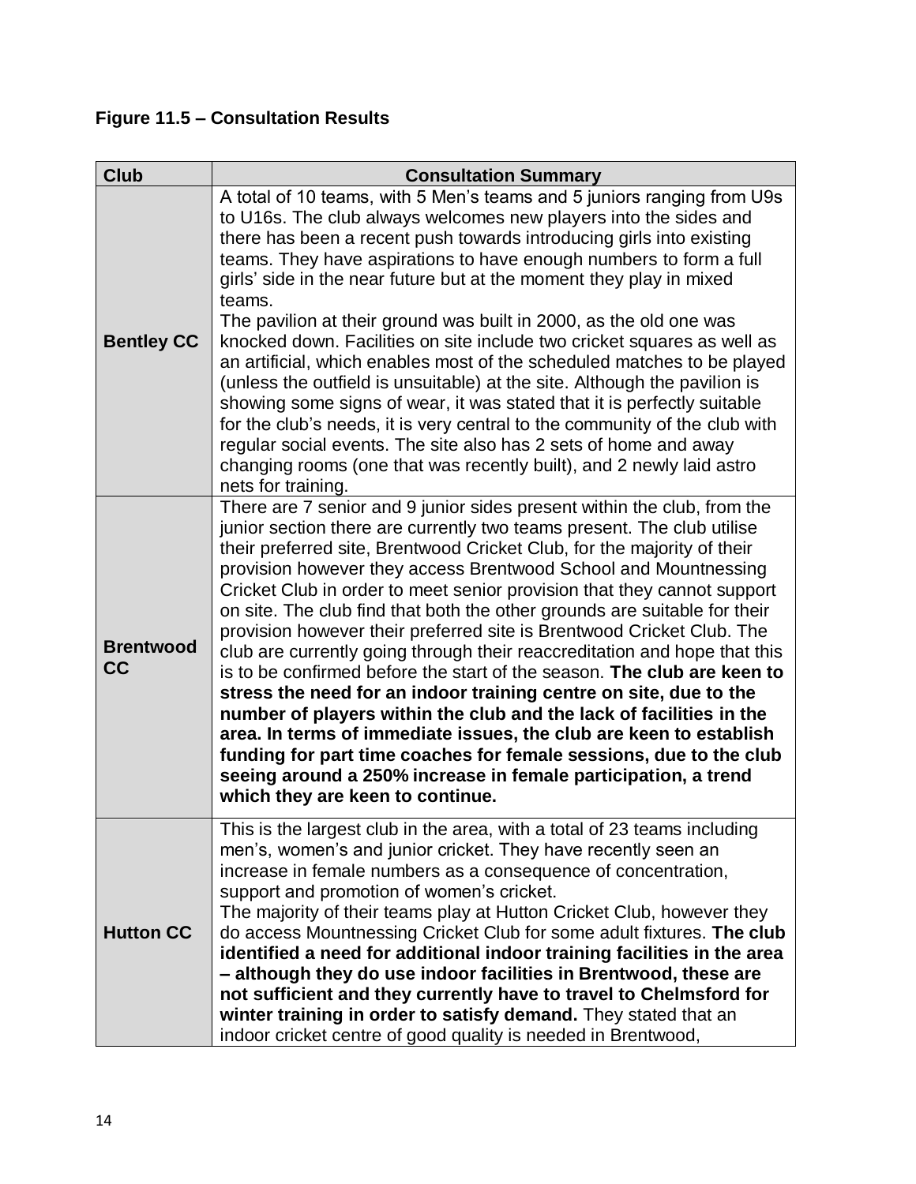**Figure 11.5 – Consultation Results**

| Club | Consultation Summary |
|---|---|
| **Bentley CC** | A total of 10 teams, with 5 Men's teams and 5 juniors ranging from U9s to U16s. The club always welcomes new players into the sides and there has been a recent push towards introducing girls into existing teams. They have aspirations to have enough numbers to form a full girls' side in the near future but at the moment they play in mixed teams.<br>The pavilion at their ground was built in 2000, as the old one was knocked down. Facilities on site include two cricket squares as well as an artificial, which enables most of the scheduled matches to be played (unless the outfield is unsuitable) at the site. Although the pavilion is showing some signs of wear, it was stated that it is perfectly suitable for the club's needs, it is very central to the community of the club with regular social events. The site also has 2 sets of home and away changing rooms (one that was recently built), and 2 newly laid astro nets for training. |
| **Brentwood CC** | There are 7 senior and 9 junior sides present within the club, from the junior section there are currently two teams present. The club utilise their preferred site, Brentwood Cricket Club, for the majority of their provision however they access Brentwood School and Mountnessing Cricket Club in order to meet senior provision that they cannot support on site. The club find that both the other grounds are suitable for their provision however their preferred site is Brentwood Cricket Club. The club are currently going through their reaccreditation and hope that this is to be confirmed before the start of the season. **The club are keen to stress the need for an indoor training centre on site, due to the number of players within the club and the lack of facilities in the area. In terms of immediate issues, the club are keen to establish funding for part time coaches for female sessions, due to the club seeing around a 250% increase in female participation, a trend which they are keen to continue.** |
| **Hutton CC** | This is the largest club in the area, with a total of 23 teams including men's, women's and junior cricket. They have recently seen an increase in female numbers as a consequence of concentration, support and promotion of women's cricket.<br>The majority of their teams play at Hutton Cricket Club, however they do access Mountnessing Cricket Club for some adult fixtures. **The club identified a need for additional indoor training facilities in the area – although they do use indoor facilities in Brentwood, these are not sufficient and they currently have to travel to Chelmsford for winter training in order to satisfy demand.** They stated that an indoor cricket centre of good quality is needed in Brentwood, |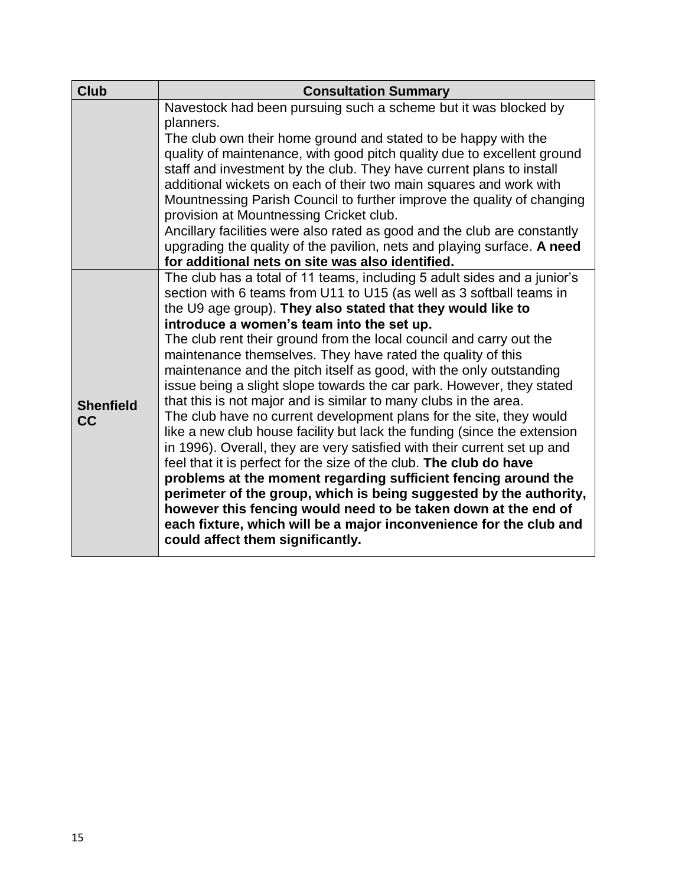| Club | Consultation Summary |
|---|---|
| | Navestock had been pursuing such a scheme but it was blocked by planners.<br>The club own their home ground and stated to be happy with the quality of maintenance, with good pitch quality due to excellent ground staff and investment by the club. They have current plans to install additional wickets on each of their two main squares and work with Mountnessing Parish Council to further improve the quality of changing provision at Mountnessing Cricket club.<br>Ancillary facilities were also rated as good and the club are constantly upgrading the quality of the pavilion, nets and playing surface. **A need for additional nets on site was also identified.** |
| **Shenfield CC** | The club has a total of 11 teams, including 5 adult sides and a junior's section with 6 teams from U11 to U15 (as well as 3 softball teams in the U9 age group). **They also stated that they would like to introduce a women's team into the set up.**<br>The club rent their ground from the local council and carry out the maintenance themselves. They have rated the quality of this maintenance and the pitch itself as good, with the only outstanding issue being a slight slope towards the car park. However, they stated that this is not major and is similar to many clubs in the area.<br>The club have no current development plans for the site, they would like a new club house facility but lack the funding (since the extension in 1996). Overall, they are very satisfied with their current set up and feel that it is perfect for the size of the club. **The club do have problems at the moment regarding sufficient fencing around the perimeter of the group, which is being suggested by the authority, however this fencing would need to be taken down at the end of each fixture, which will be a major inconvenience for the club and could affect them significantly.** |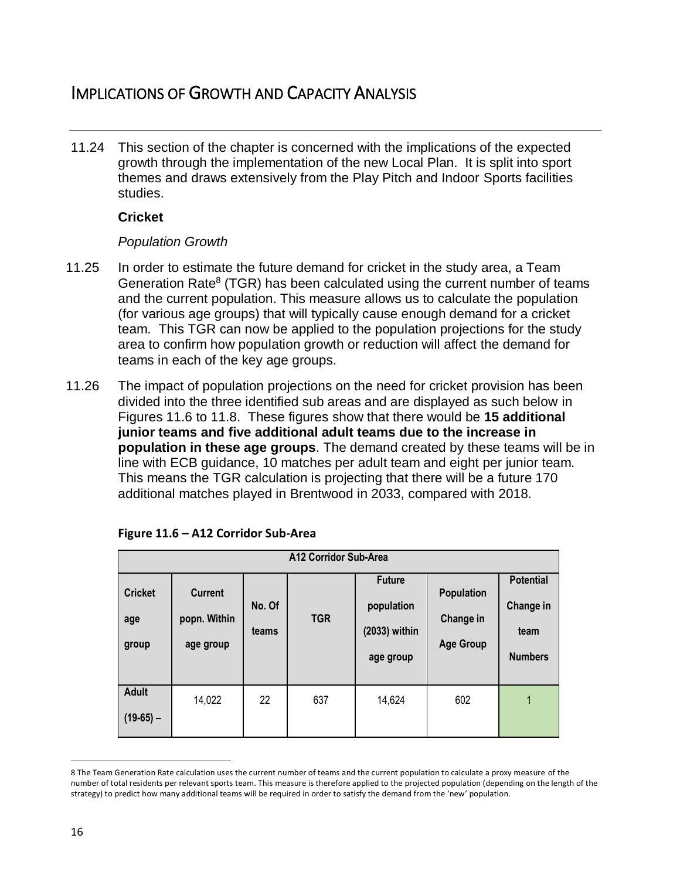# IMPLICATIONS OF GROWTH AND CAPACITY ANALYSIS

11.24 This section of the chapter is concerned with the implications of the expected growth through the implementation of the new Local Plan. It is split into sport themes and draws extensively from the Play Pitch and Indoor Sports facilities studies.

**Cricket**

*Population Growth*

11.25 In order to estimate the future demand for cricket in the study area, a Team Generation Rate[8] (TGR) has been calculated using the current number of teams and the current population. This measure allows us to calculate the population (for various age groups) that will typically cause enough demand for a cricket team. This TGR can now be applied to the population projections for the study area to confirm how population growth or reduction will affect the demand for teams in each of the key age groups.

11.26 The impact of population projections on the need for cricket provision has been divided into the three identified sub areas and are displayed as such below in Figures 11.6 to 11.8. These figures show that there would be **15 additional junior teams and five additional adult teams due to the increase in population in these age groups**. The demand created by these teams will be in line with ECB guidance, 10 matches per adult team and eight per junior team. This means the TGR calculation is projecting that there will be a future 170 additional matches played in Brentwood in 2033, compared with 2018.

**Figure 11.6 – A12 Corridor Sub-Area**

| A12 Corridor Sub-Area | | | | | | |
|---|---|---|---|---|---|---|
| **Cricket age group** | **Current popn. Within age group** | **No. Of teams** | **TGR** | **Future population (2033) within age group** | **Population Change in Age Group** | **Potential Change in team Numbers** |
| **Adult (19-65) –** | 14,022 | 22 | 637 | 14,624 | 602 | 1 |

8 The Team Generation Rate calculation uses the current number of teams and the current population to calculate a proxy measure of the number of total residents per relevant sports team. This measure is therefore applied to the projected population (depending on the length of the strategy) to predict how many additional teams will be required in order to satisfy the demand from the 'new' population.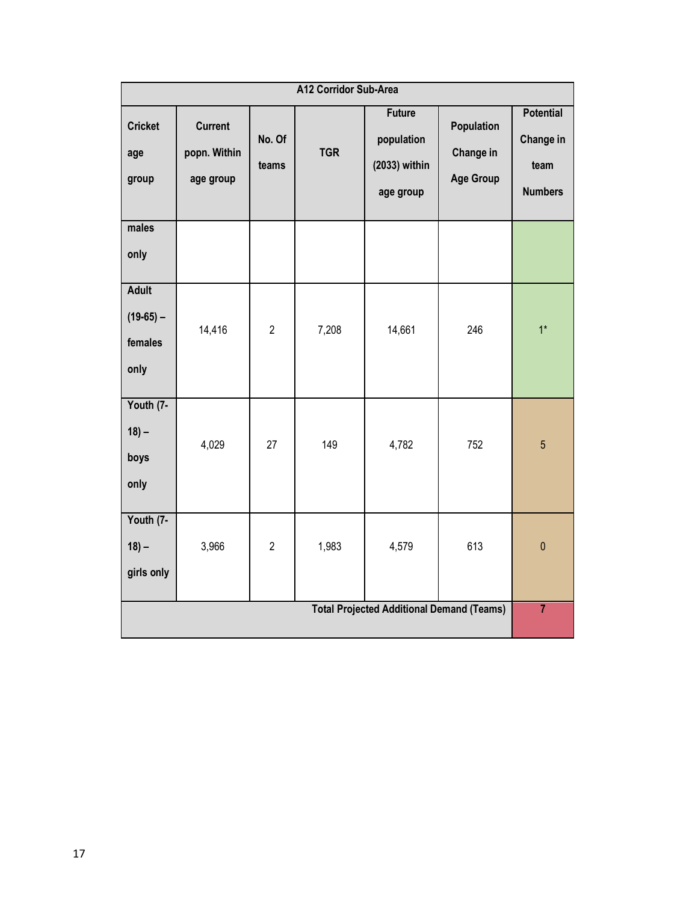| A12 Corridor Sub-Area | | | | | | |
|---|---|---|---|---|---|---|
| Cricket age group | Current popn. Within age group | No. Of teams | TGR | Future population (2033) within age group | Population Change in Age Group | Potential Change in team Numbers |
| males only | | | | | | |
| Adult (19-65) – females only | 14,416 | 2 | 7,208 | 14,661 | 246 | 1* |
| Youth (7-18) – boys only | 4,029 | 27 | 149 | 4,782 | 752 | 5 |
| Youth (7-18) – girls only | 3,966 | 2 | 1,983 | 4,579 | 613 | 0 |
| Total Projected Additional Demand (Teams) | | | | | | 7 |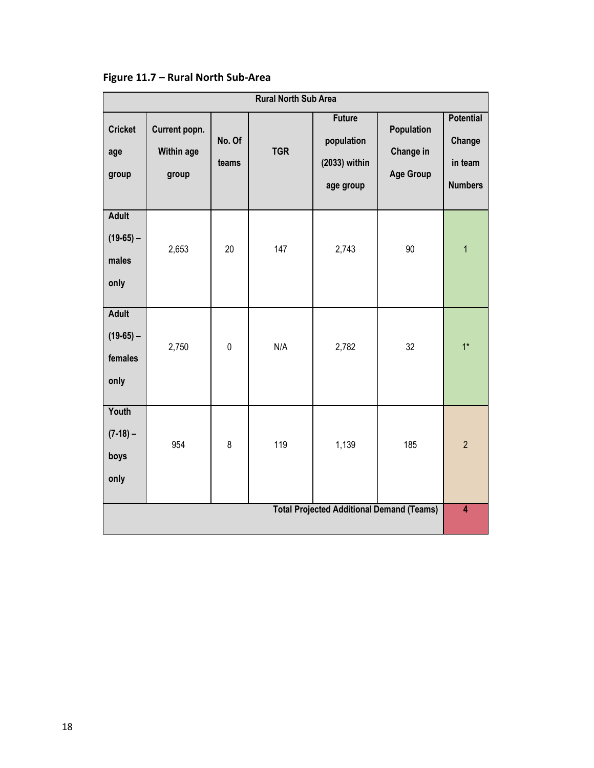**Figure 11.7 – Rural North Sub-Area**

| Rural North Sub Area | | | | | | |
|---|---|---|---|---|---|---|
| Cricket age group | Current popn. Within age group | No. Of teams | TGR | Future population (2033) within age group | Population Change in Age Group | Potential Change in team Numbers |
| Adult (19-65) – males only | 2,653 | 20 | 147 | 2,743 | 90 | 1 |
| Adult (19-65) – females only | 2,750 | 0 | N/A | 2,782 | 32 | 1* |
| Youth (7-18) – boys only | 954 | 8 | 119 | 1,139 | 185 | 2 |
| Total Projected Additional Demand (Teams) | | | | | | 4 |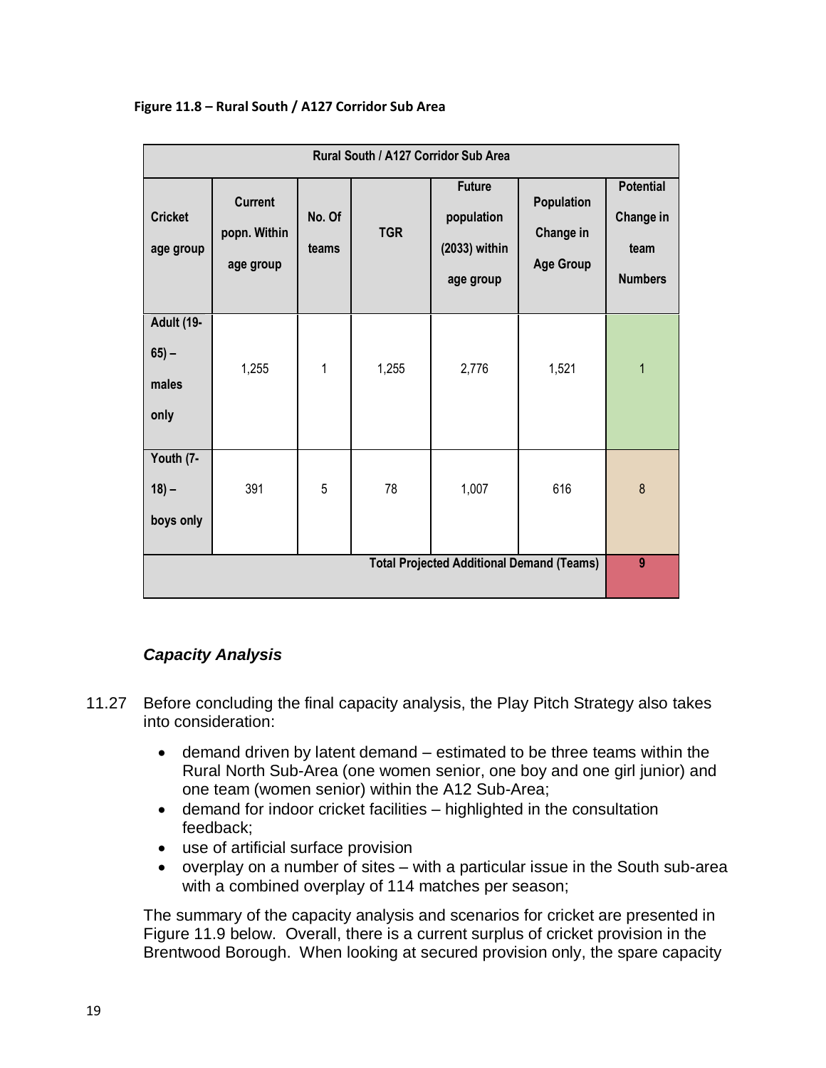**Figure 11.8 – Rural South / A127 Corridor Sub Area**

| Rural South / A127 Corridor Sub Area | | | | | | |
|---|---|---|---|---|---|---|
| Cricket age group | Current popn. Within age group | No. Of teams | TGR | Future population (2033) within age group | Population Change in Age Group | Potential Change in team Numbers |
| Adult (19-65) – males only | 1,255 | 1 | 1,255 | 2,776 | 1,521 | 1 |
| Youth (7-18) – boys only | 391 | 5 | 78 | 1,007 | 616 | 8 |
| Total Projected Additional Demand (Teams) | | | | | | 9 |

### *Capacity Analysis*

11.27 Before concluding the final capacity analysis, the Play Pitch Strategy also takes into consideration:

- demand driven by latent demand – estimated to be three teams within the Rural North Sub-Area (one women senior, one boy and one girl junior) and one team (women senior) within the A12 Sub-Area;
- demand for indoor cricket facilities – highlighted in the consultation feedback;
- use of artificial surface provision
- overplay on a number of sites – with a particular issue in the South sub-area with a combined overplay of 114 matches per season;

The summary of the capacity analysis and scenarios for cricket are presented in Figure 11.9 below. Overall, there is a current surplus of cricket provision in the Brentwood Borough. When looking at secured provision only, the spare capacity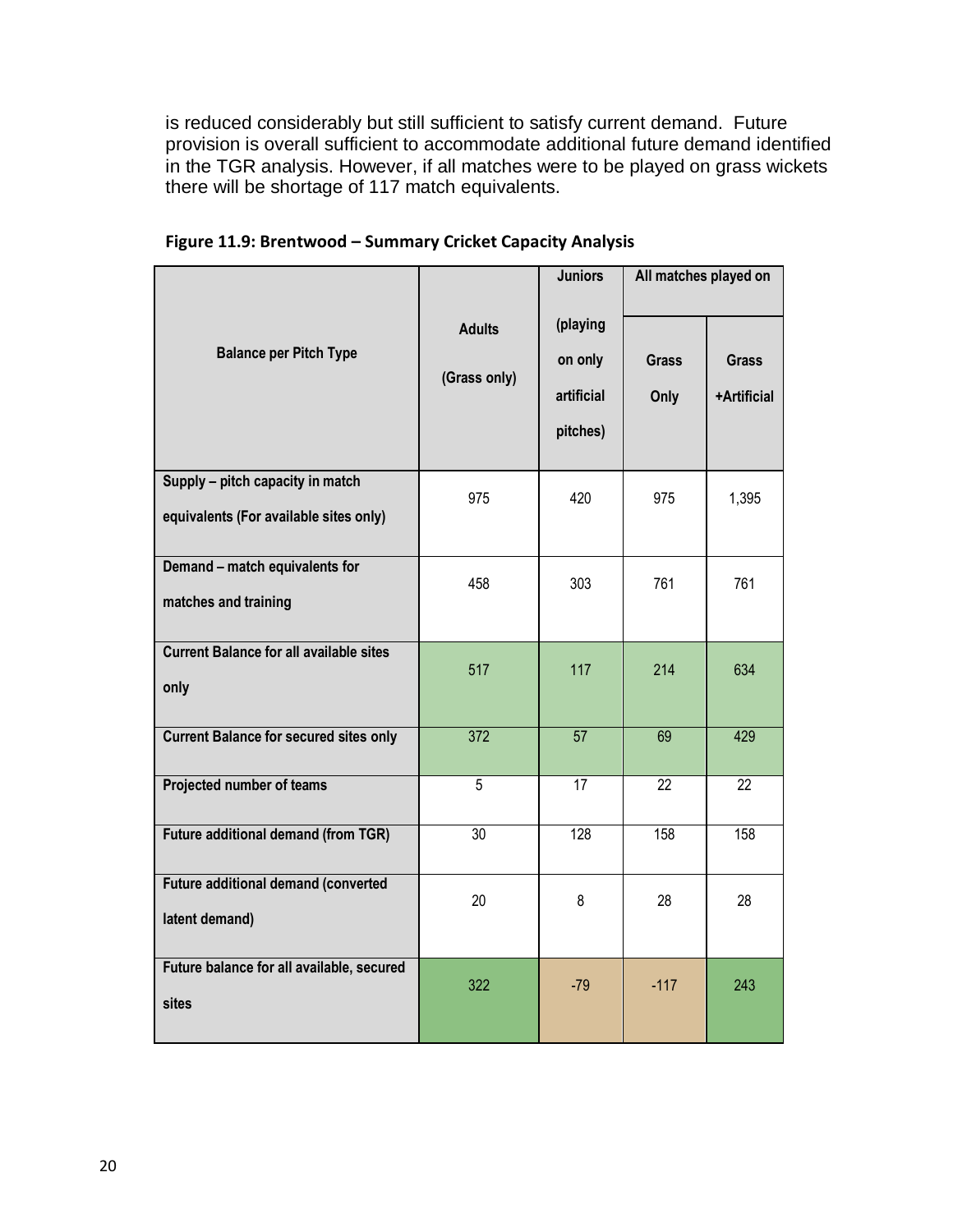is reduced considerably but still sufficient to satisfy current demand. Future provision is overall sufficient to accommodate additional future demand identified in the TGR analysis. However, if all matches were to be played on grass wickets there will be shortage of 117 match equivalents.

**Figure 11.9: Brentwood – Summary Cricket Capacity Analysis**

| Balance per Pitch Type | Adults (Grass only) | Juniors (playing on only artificial pitches) | All matches played on Grass Only | All matches played on Grass +Artificial |
|---|---|---|---|---|
| Supply – pitch capacity in match equivalents (For available sites only) | 975 | 420 | 975 | 1,395 |
| Demand – match equivalents for matches and training | 458 | 303 | 761 | 761 |
| Current Balance for all available sites only | 517 | 117 | 214 | 634 |
| Current Balance for secured sites only | 372 | 57 | 69 | 429 |
| Projected number of teams | 5 | 17 | 22 | 22 |
| Future additional demand (from TGR) | 30 | 128 | 158 | 158 |
| Future additional demand (converted latent demand) | 20 | 8 | 28 | 28 |
| Future balance for all available, secured sites | 322 | -79 | -117 | 243 |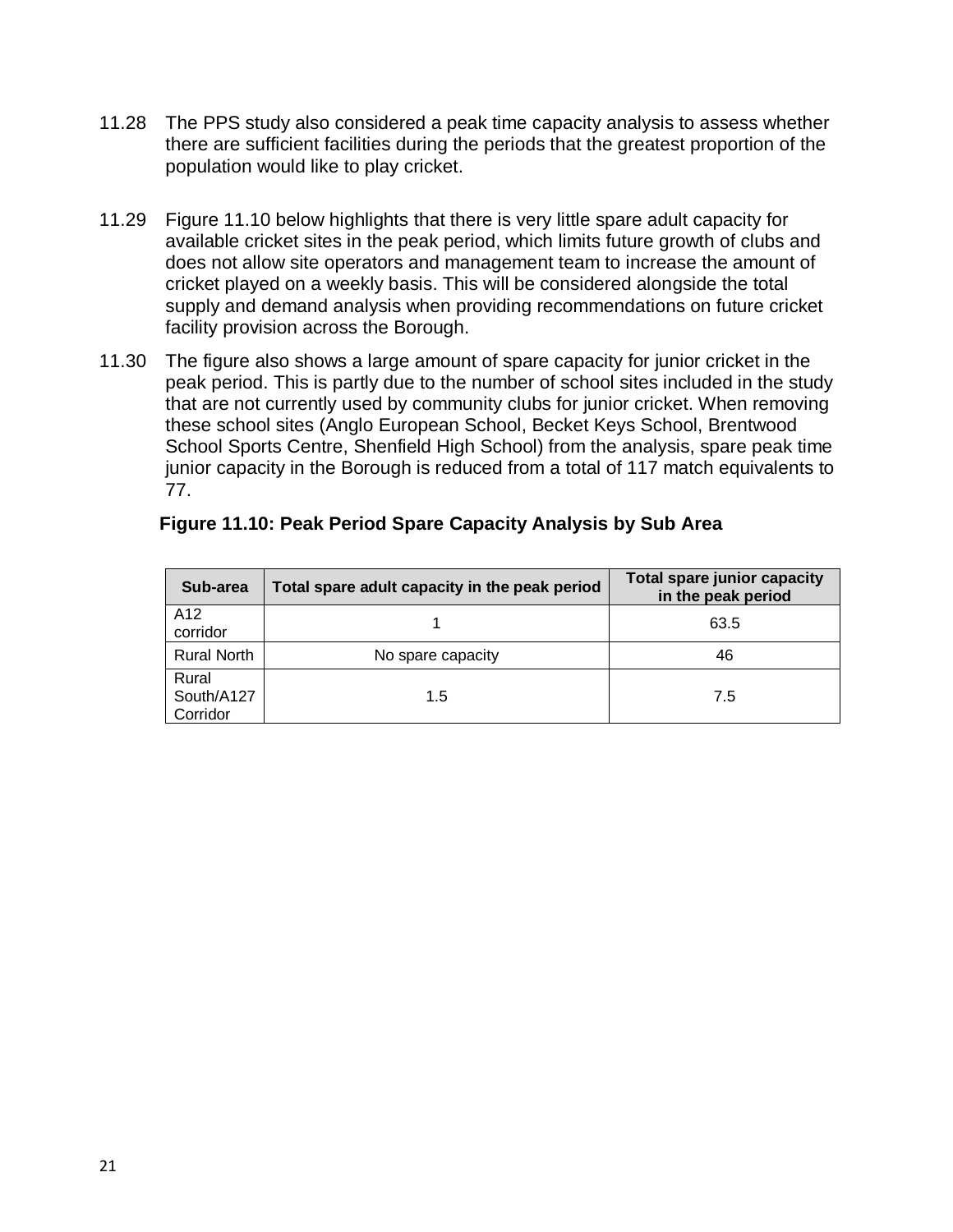11.28 The PPS study also considered a peak time capacity analysis to assess whether there are sufficient facilities during the periods that the greatest proportion of the population would like to play cricket.

11.29 Figure 11.10 below highlights that there is very little spare adult capacity for available cricket sites in the peak period, which limits future growth of clubs and does not allow site operators and management team to increase the amount of cricket played on a weekly basis. This will be considered alongside the total supply and demand analysis when providing recommendations on future cricket facility provision across the Borough.

11.30 The figure also shows a large amount of spare capacity for junior cricket in the peak period. This is partly due to the number of school sites included in the study that are not currently used by community clubs for junior cricket. When removing these school sites (Anglo European School, Becket Keys School, Brentwood School Sports Centre, Shenfield High School) from the analysis, spare peak time junior capacity in the Borough is reduced from a total of 117 match equivalents to 77.

**Figure 11.10: Peak Period Spare Capacity Analysis by Sub Area**

| Sub-area | Total spare adult capacity in the peak period | Total spare junior capacity in the peak period |
|---|---|---|
| A12 corridor | 1 | 63.5 |
| Rural North | No spare capacity | 46 |
| Rural South/A127 Corridor | 1.5 | 7.5 |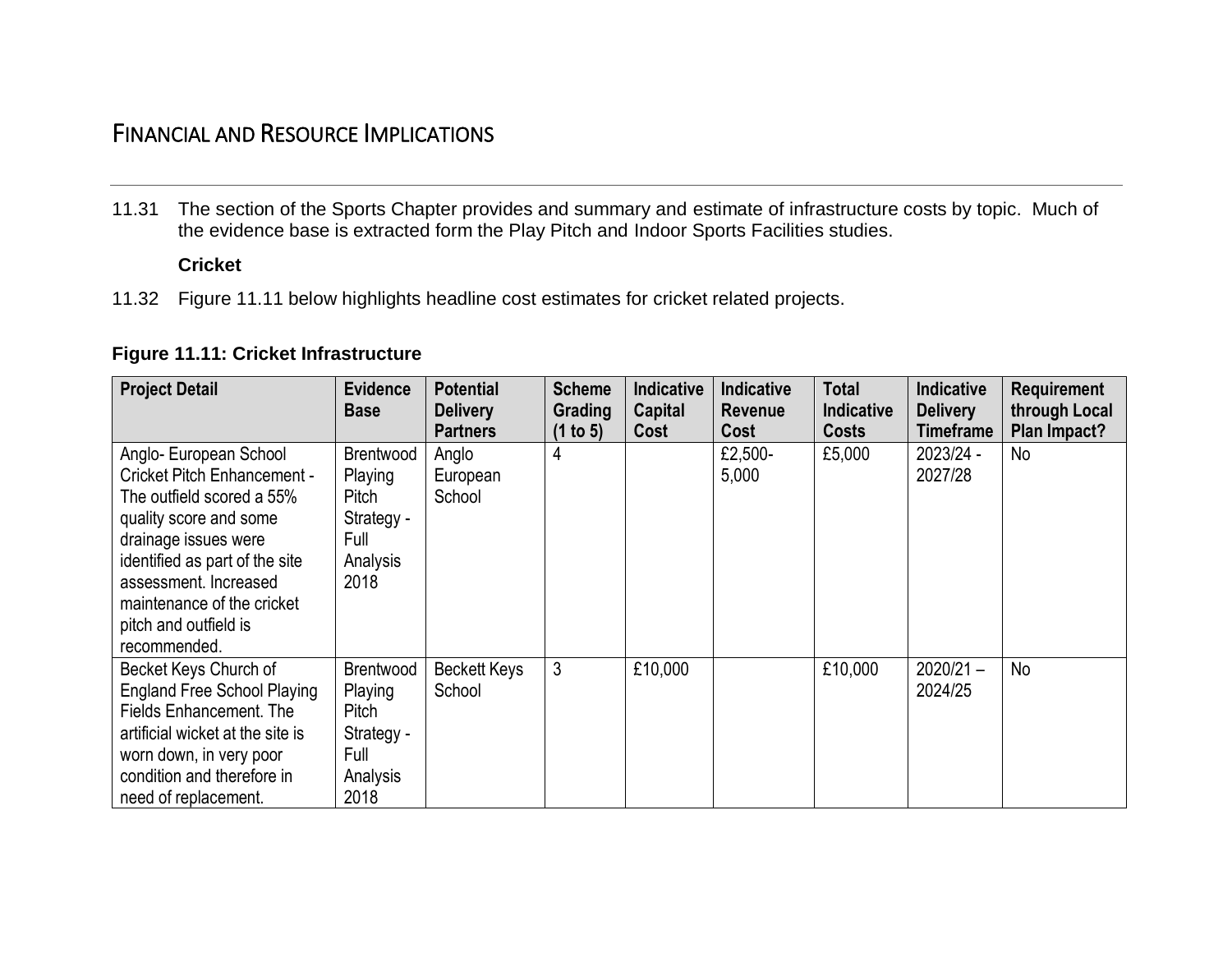# Financial and Resource Implications

11.31 The section of the Sports Chapter provides and summary and estimate of infrastructure costs by topic. Much of the evidence base is extracted form the Play Pitch and Indoor Sports Facilities studies.

**Cricket**

11.32 Figure 11.11 below highlights headline cost estimates for cricket related projects.

**Figure 11.11: Cricket Infrastructure**

| Project Detail | Evidence Base | Potential Delivery Partners | Scheme Grading (1 to 5) | Indicative Capital Cost | Indicative Revenue Cost | Total Indicative Costs | Indicative Delivery Timeframe | Requirement through Local Plan Impact? |
|---|---|---|---|---|---|---|---|---|
| Anglo- European School Cricket Pitch Enhancement - The outfield scored a 55% quality score and some drainage issues were identified as part of the site assessment. Increased maintenance of the cricket pitch and outfield is recommended. | Brentwood Playing Pitch Strategy - Full Analysis 2018 | Anglo European School | 4 | | £2,500-5,000 | £5,000 | 2023/24 - 2027/28 | No |
| Becket Keys Church of England Free School Playing Fields Enhancement. The artificial wicket at the site is worn down, in very poor condition and therefore in need of replacement. | Brentwood Playing Pitch Strategy - Full Analysis 2018 | Beckett Keys School | 3 | £10,000 | | £10,000 | 2020/21 – 2024/25 | No |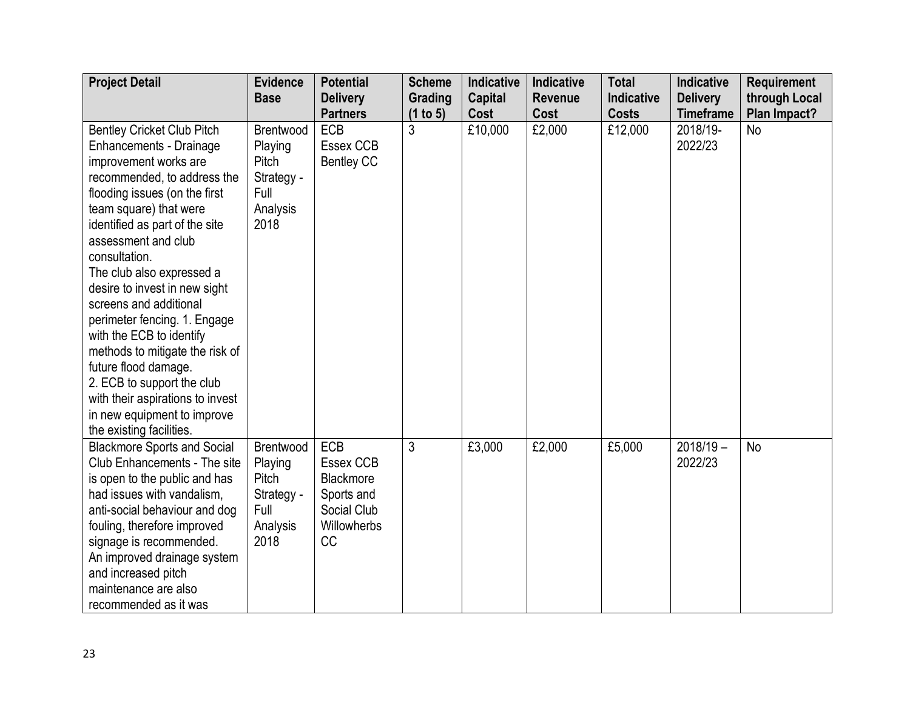| Project Detail | Evidence Base | Potential Delivery Partners | Scheme Grading (1 to 5) | Indicative Capital Cost | Indicative Revenue Cost | Total Indicative Costs | Indicative Delivery Timeframe | Requirement through Local Plan Impact? |
|---|---|---|---|---|---|---|---|---|
| Bentley Cricket Club Pitch Enhancements - Drainage improvement works are recommended, to address the flooding issues (on the first team square) that were identified as part of the site assessment and club consultation. The club also expressed a desire to invest in new sight screens and additional perimeter fencing. 1. Engage with the ECB to identify methods to mitigate the risk of future flood damage. 2. ECB to support the club with their aspirations to invest in new equipment to improve the existing facilities. | Brentwood Playing Pitch Strategy - Full Analysis 2018 | ECB Essex CCB Bentley CC | 3 | £10,000 | £2,000 | £12,000 | 2018/19-2022/23 | No |
| Blackmore Sports and Social Club Enhancements - The site is open to the public and has had issues with vandalism, anti-social behaviour and dog fouling, therefore improved signage is recommended. An improved drainage system and increased pitch maintenance are also recommended as it was | Brentwood Playing Pitch Strategy - Full Analysis 2018 | ECB Essex CCB Blackmore Sports and Social Club Willowherbs CC | 3 | £3,000 | £2,000 | £5,000 | 2018/19 – 2022/23 | No |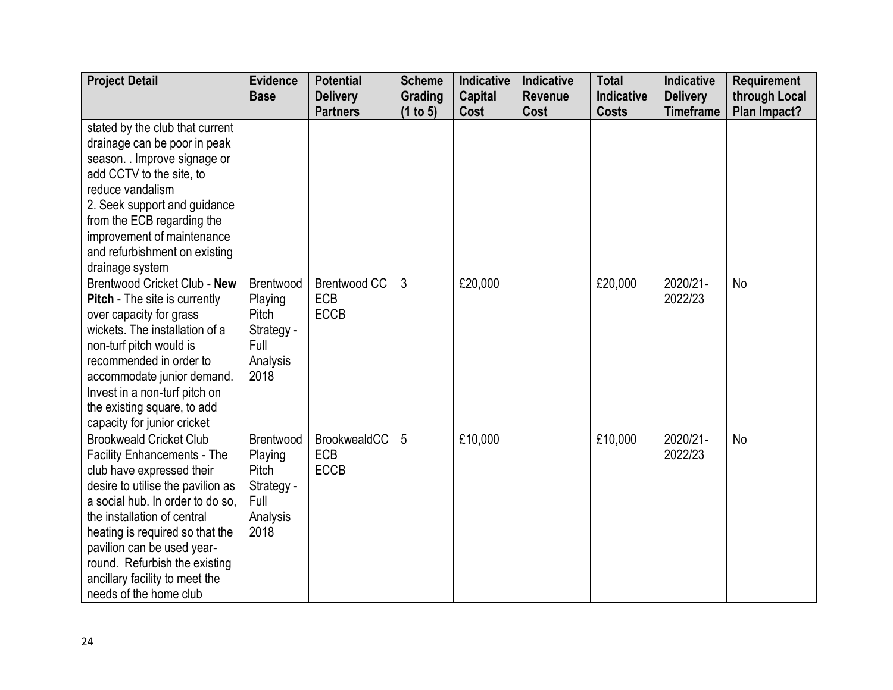| Project Detail | Evidence Base | Potential Delivery Partners | Scheme Grading (1 to 5) | Indicative Capital Cost | Indicative Revenue Cost | Total Indicative Costs | Indicative Delivery Timeframe | Requirement through Local Plan Impact? |
|---|---|---|---|---|---|---|---|---|
| stated by the club that current drainage can be poor in peak season. . Improve signage or add CCTV to the site, to reduce vandalism<br>2. Seek support and guidance from the ECB regarding the improvement of maintenance and refurbishment on existing drainage system | | | | | | | | |
| Brentwood Cricket Club - **New Pitch** - The site is currently over capacity for grass wickets. The installation of a non-turf pitch would is recommended in order to accommodate junior demand. Invest in a non-turf pitch on the existing square, to add capacity for junior cricket | Brentwood Playing Pitch Strategy - Full Analysis 2018 | Brentwood CC<br>ECB<br>ECCB | 3 | £20,000 | | £20,000 | 2020/21-2022/23 | No |
| Brookweald Cricket Club Facility Enhancements - The club have expressed their desire to utilise the pavilion as a social hub. In order to do so, the installation of central heating is required so that the pavilion can be used year-round. Refurbish the existing ancillary facility to meet the needs of the home club | Brentwood Playing Pitch Strategy - Full Analysis 2018 | BrookwealdCC<br>ECB<br>ECCB | 5 | £10,000 | | £10,000 | 2020/21-2022/23 | No |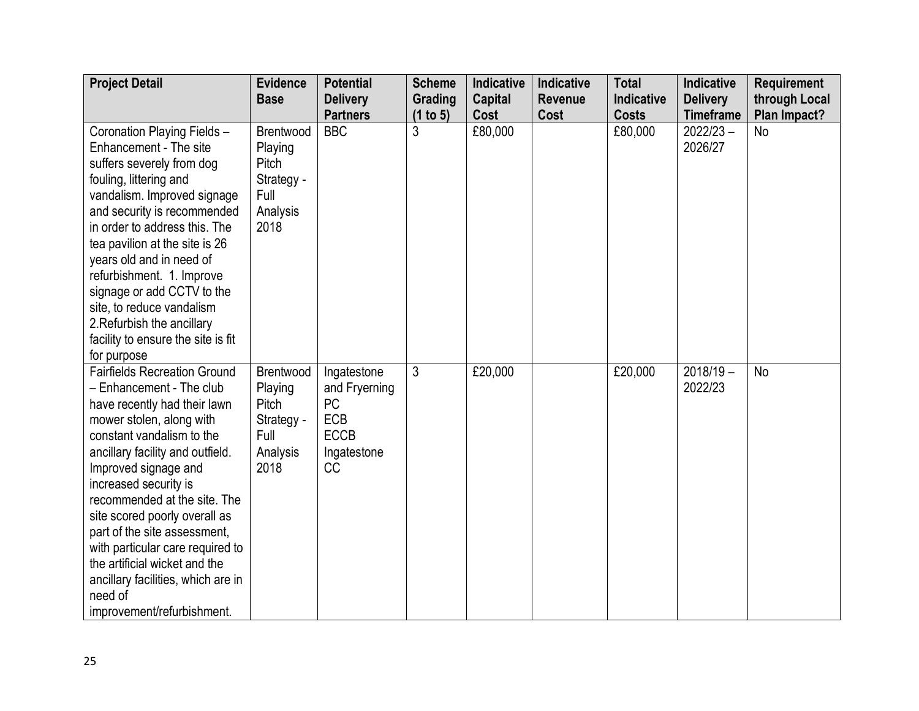| Project Detail | Evidence Base | Potential Delivery Partners | Scheme Grading (1 to 5) | Indicative Capital Cost | Indicative Revenue Cost | Total Indicative Costs | Indicative Delivery Timeframe | Requirement through Local Plan Impact? |
|---|---|---|---|---|---|---|---|---|
| Coronation Playing Fields – Enhancement - The site suffers severely from dog fouling, littering and vandalism. Improved signage and security is recommended in order to address this. The tea pavilion at the site is 26 years old and in need of refurbishment. 1. Improve signage or add CCTV to the site, to reduce vandalism 2.Refurbish the ancillary facility to ensure the site is fit for purpose | Brentwood Playing Pitch Strategy - Full Analysis 2018 | BBC | 3 | £80,000 | | £80,000 | 2022/23 – 2026/27 | No |
| Fairfields Recreation Ground – Enhancement - The club have recently had their lawn mower stolen, along with constant vandalism to the ancillary facility and outfield. Improved signage and increased security is recommended at the site. The site scored poorly overall as part of the site assessment, with particular care required to the artificial wicket and the ancillary facilities, which are in need of improvement/refurbishment. | Brentwood Playing Pitch Strategy - Full Analysis 2018 | Ingatestone and Fryerning PC<br>ECB<br>ECCB<br>Ingatestone CC | 3 | £20,000 | | £20,000 | 2018/19 – 2022/23 | No |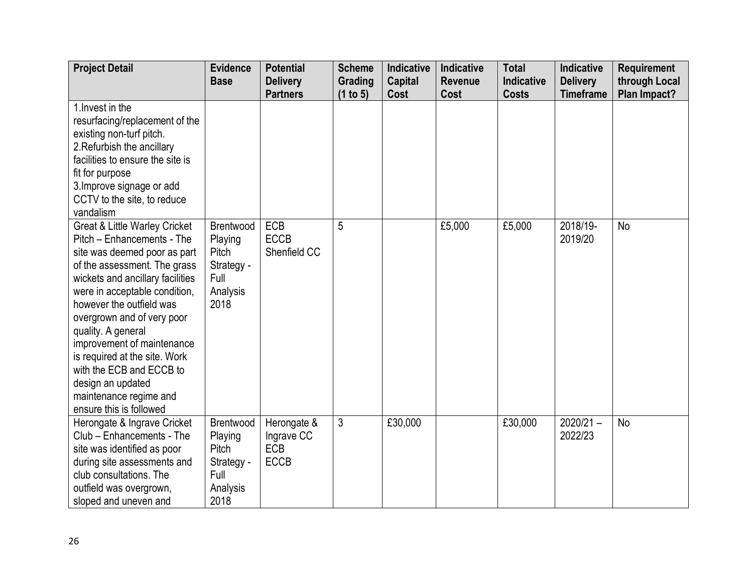| Project Detail | Evidence Base | Potential Delivery Partners | Scheme Grading (1 to 5) | Indicative Capital Cost | Indicative Revenue Cost | Total Indicative Costs | Indicative Delivery Timeframe | Requirement through Local Plan Impact? |
|---|---|---|---|---|---|---|---|---|
| 1.Invest in the resurfacing/replacement of the existing non-turf pitch.<br>2.Refurbish the ancillary facilities to ensure the site is fit for purpose<br>3.Improve signage or add CCTV to the site, to reduce vandalism | | | | | | | | |
| Great & Little Warley Cricket Pitch – Enhancements - The site was deemed poor as part of the assessment. The grass wickets and ancillary facilities were in acceptable condition, however the outfield was overgrown and of very poor quality. A general improvement of maintenance is required at the site. Work with the ECB and ECCB to design an updated maintenance regime and ensure this is followed | Brentwood Playing Pitch Strategy - Full Analysis 2018 | ECB<br>ECCB<br>Shenfield CC | 5 | | £5,000 | £5,000 | 2018/19-2019/20 | No |
| Herongate & Ingrave Cricket Club – Enhancements - The site was identified as poor during site assessments and club consultations. The outfield was overgrown, sloped and uneven and | Brentwood Playing Pitch Strategy - Full Analysis 2018 | Herongate & Ingrave CC<br>ECB<br>ECCB | 3 | £30,000 | | £30,000 | 2020/21 – 2022/23 | No |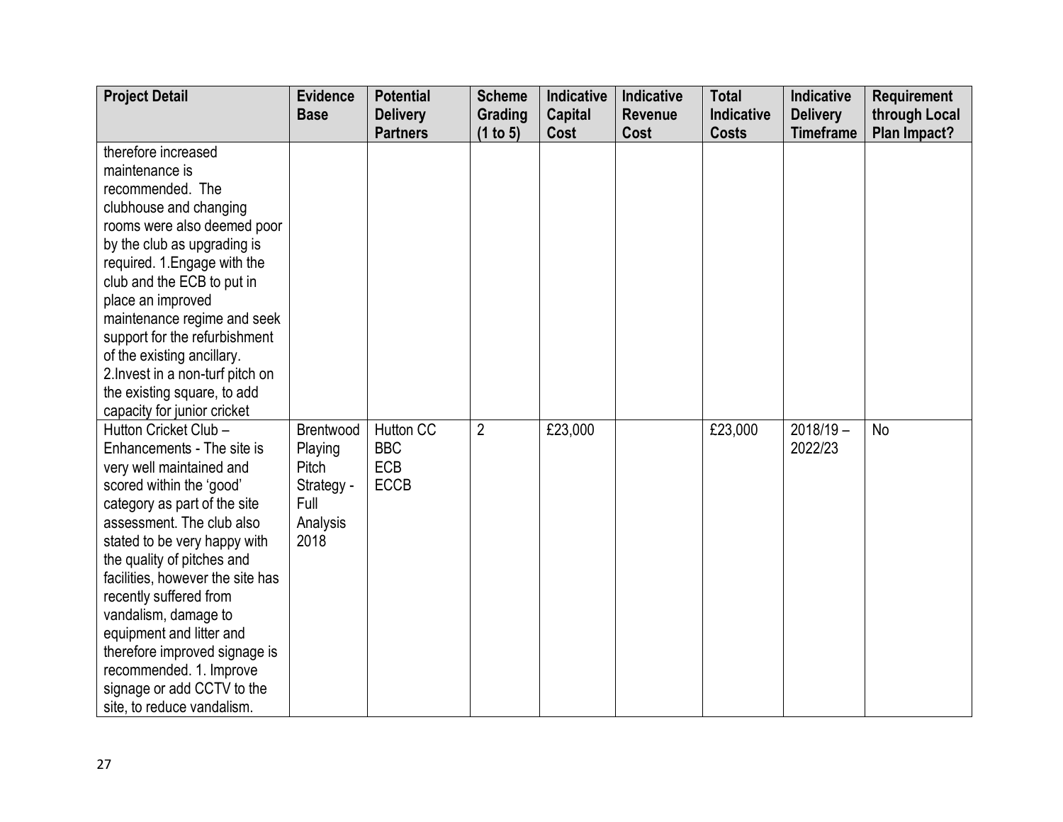| Project Detail | Evidence Base | Potential Delivery Partners | Scheme Grading (1 to 5) | Indicative Capital Cost | Indicative Revenue Cost | Total Indicative Costs | Indicative Delivery Timeframe | Requirement through Local Plan Impact? |
|---|---|---|---|---|---|---|---|---|
| therefore increased maintenance is recommended. The clubhouse and changing rooms were also deemed poor by the club as upgrading is required. 1.Engage with the club and the ECB to put in place an improved maintenance regime and seek support for the refurbishment of the existing ancillary. 2.Invest in a non-turf pitch on the existing square, to add capacity for junior cricket | | | | | | | | |
| Hutton Cricket Club – Enhancements - The site is very well maintained and scored within the 'good' category as part of the site assessment. The club also stated to be very happy with the quality of pitches and facilities, however the site has recently suffered from vandalism, damage to equipment and litter and therefore improved signage is recommended. 1. Improve signage or add CCTV to the site, to reduce vandalism. | Brentwood Playing Pitch Strategy - Full Analysis 2018 | Hutton CC BBC ECB ECCB | 2 | £23,000 | | £23,000 | 2018/19 – 2022/23 | No |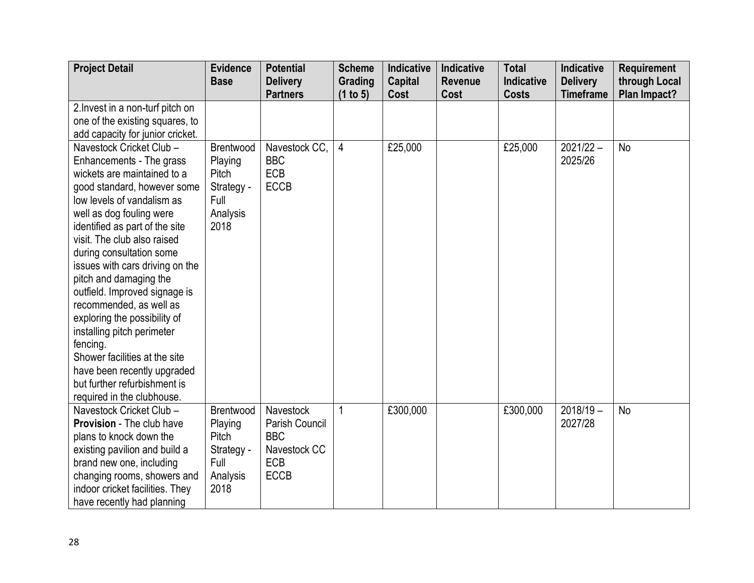| Project Detail | Evidence Base | Potential Delivery Partners | Scheme Grading (1 to 5) | Indicative Capital Cost | Indicative Revenue Cost | Total Indicative Costs | Indicative Delivery Timeframe | Requirement through Local Plan Impact? |
|---|---|---|---|---|---|---|---|---|
| 2.Invest in a non-turf pitch on one of the existing squares, to add capacity for junior cricket. | | | | | | | | |
| Navestock Cricket Club – Enhancements - The grass wickets are maintained to a good standard, however some low levels of vandalism as well as dog fouling were identified as part of the site visit. The club also raised during consultation some issues with cars driving on the pitch and damaging the outfield. Improved signage is recommended, as well as exploring the possibility of installing pitch perimeter fencing.<br>Shower facilities at the site have been recently upgraded but further refurbishment is required in the clubhouse. | Brentwood Playing Pitch Strategy - Full Analysis 2018 | Navestock CC, BBC<br>ECB<br>ECCB | 4 | £25,000 | | £25,000 | 2021/22 – 2025/26 | No |
| Navestock Cricket Club – **Provision** - The club have plans to knock down the existing pavilion and build a brand new one, including changing rooms, showers and indoor cricket facilities. They have recently had planning | Brentwood Playing Pitch Strategy - Full Analysis 2018 | Navestock Parish Council<br>BBC<br>Navestock CC<br>ECB<br>ECCB | 1 | £300,000 | | £300,000 | 2018/19 – 2027/28 | No |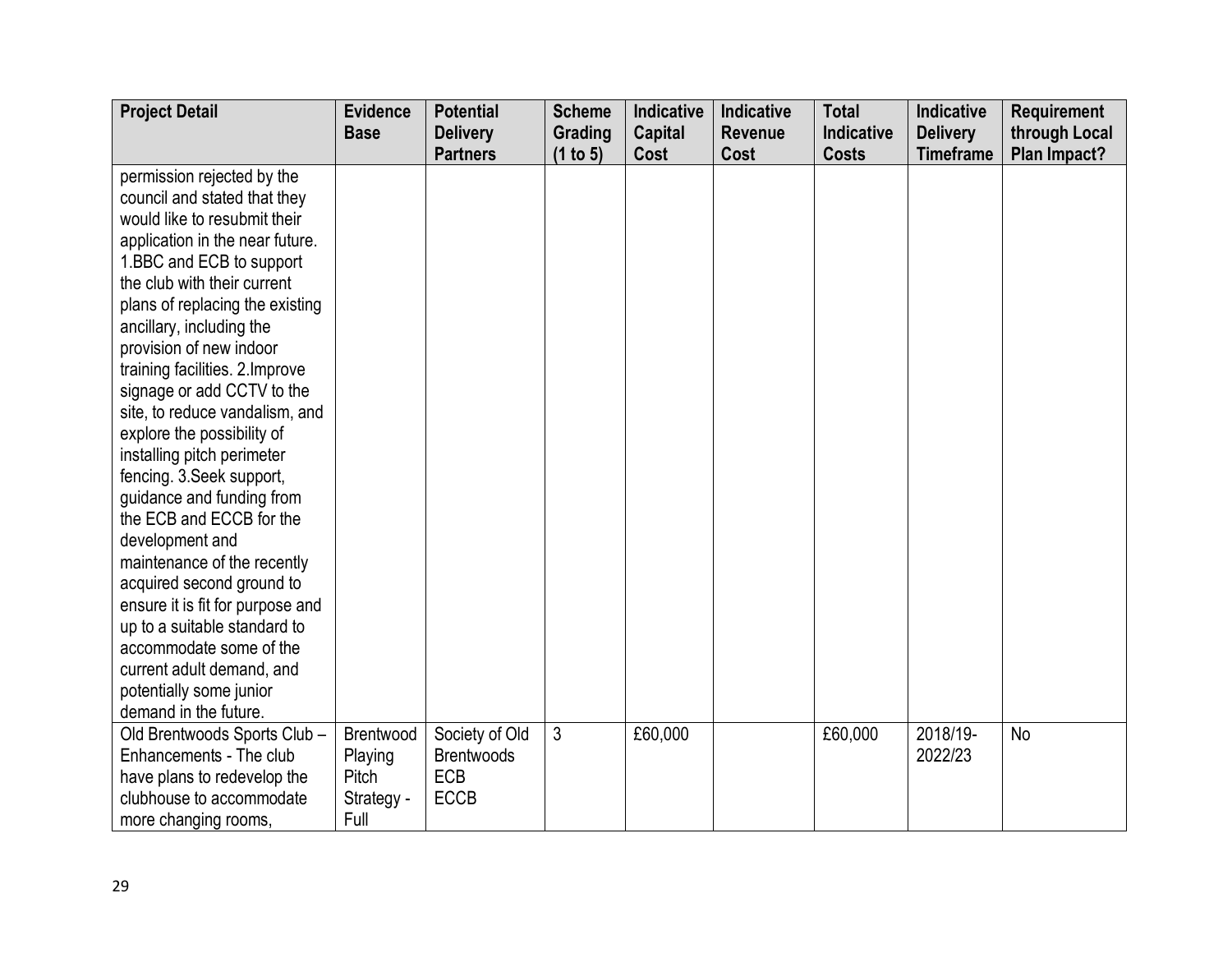| Project Detail | Evidence Base | Potential Delivery Partners | Scheme Grading (1 to 5) | Indicative Capital Cost | Indicative Revenue Cost | Total Indicative Costs | Indicative Delivery Timeframe | Requirement through Local Plan Impact? |
|---|---|---|---|---|---|---|---|---|
| permission rejected by the council and stated that they would like to resubmit their application in the near future. 1.BBC and ECB to support the club with their current plans of replacing the existing ancillary, including the provision of new indoor training facilities. 2.Improve signage or add CCTV to the site, to reduce vandalism, and explore the possibility of installing pitch perimeter fencing. 3.Seek support, guidance and funding from the ECB and ECCB for the development and maintenance of the recently acquired second ground to ensure it is fit for purpose and up to a suitable standard to accommodate some of the current adult demand, and potentially some junior demand in the future. | | | | | | | | |
| Old Brentwoods Sports Club – Enhancements - The club have plans to redevelop the clubhouse to accommodate more changing rooms, | Brentwood Playing Pitch Strategy - Full | Society of Old Brentwoods ECB ECCB | 3 | £60,000 | | £60,000 | 2018/19-2022/23 | No |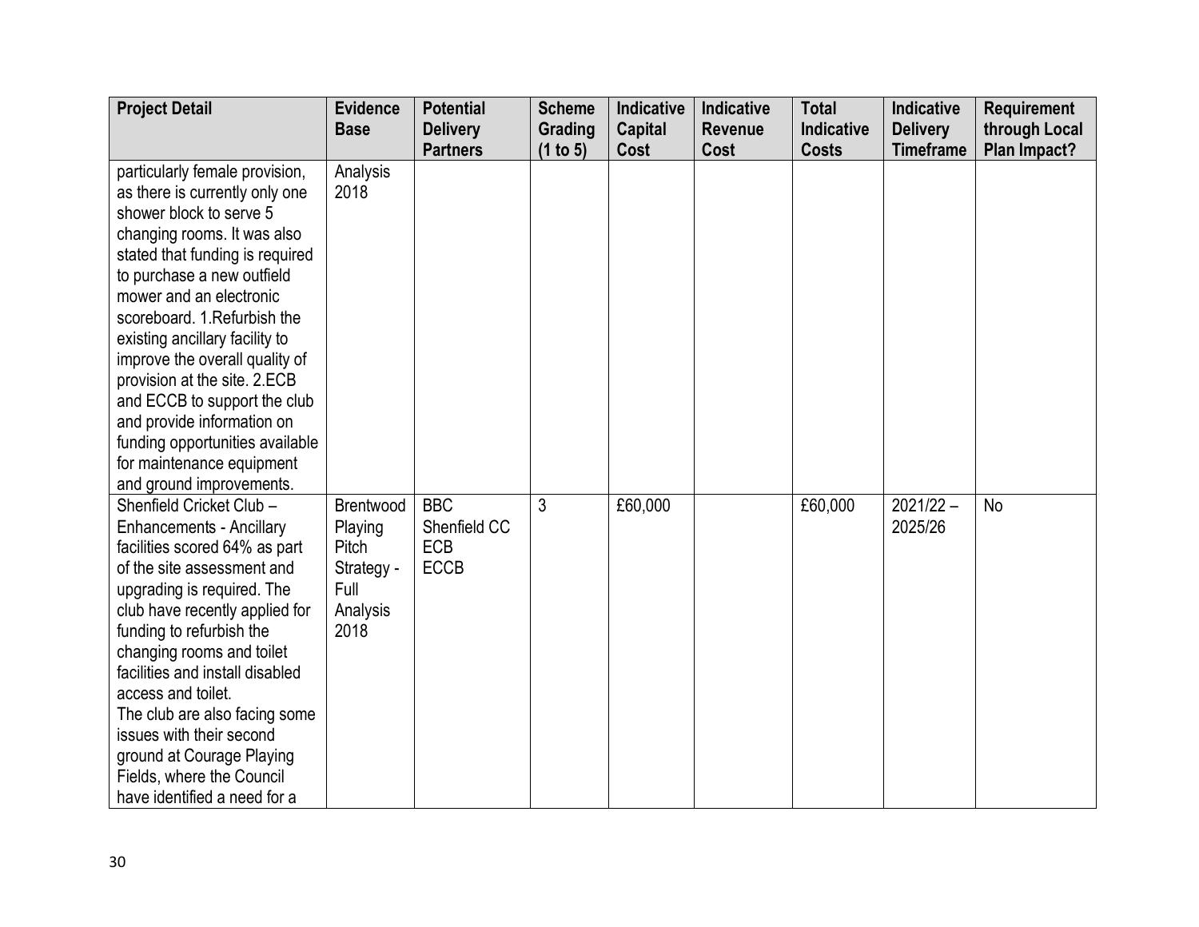| Project Detail | Evidence Base | Potential Delivery Partners | Scheme Grading (1 to 5) | Indicative Capital Cost | Indicative Revenue Cost | Total Indicative Costs | Indicative Delivery Timeframe | Requirement through Local Plan Impact? |
|---|---|---|---|---|---|---|---|---|
| particularly female provision, as there is currently only one shower block to serve 5 changing rooms. It was also stated that funding is required to purchase a new outfield mower and an electronic scoreboard. 1.Refurbish the existing ancillary facility to improve the overall quality of provision at the site. 2.ECB and ECCB to support the club and provide information on funding opportunities available for maintenance equipment and ground improvements. | Analysis 2018 | | | | | | | |
| Shenfield Cricket Club – Enhancements - Ancillary facilities scored 64% as part of the site assessment and upgrading is required. The club have recently applied for funding to refurbish the changing rooms and toilet facilities and install disabled access and toilet. The club are also facing some issues with their second ground at Courage Playing Fields, where the Council have identified a need for a | Brentwood Playing Pitch Strategy - Full Analysis 2018 | BBC Shenfield CC ECB ECCB | 3 | £60,000 | | £60,000 | 2021/22 – 2025/26 | No |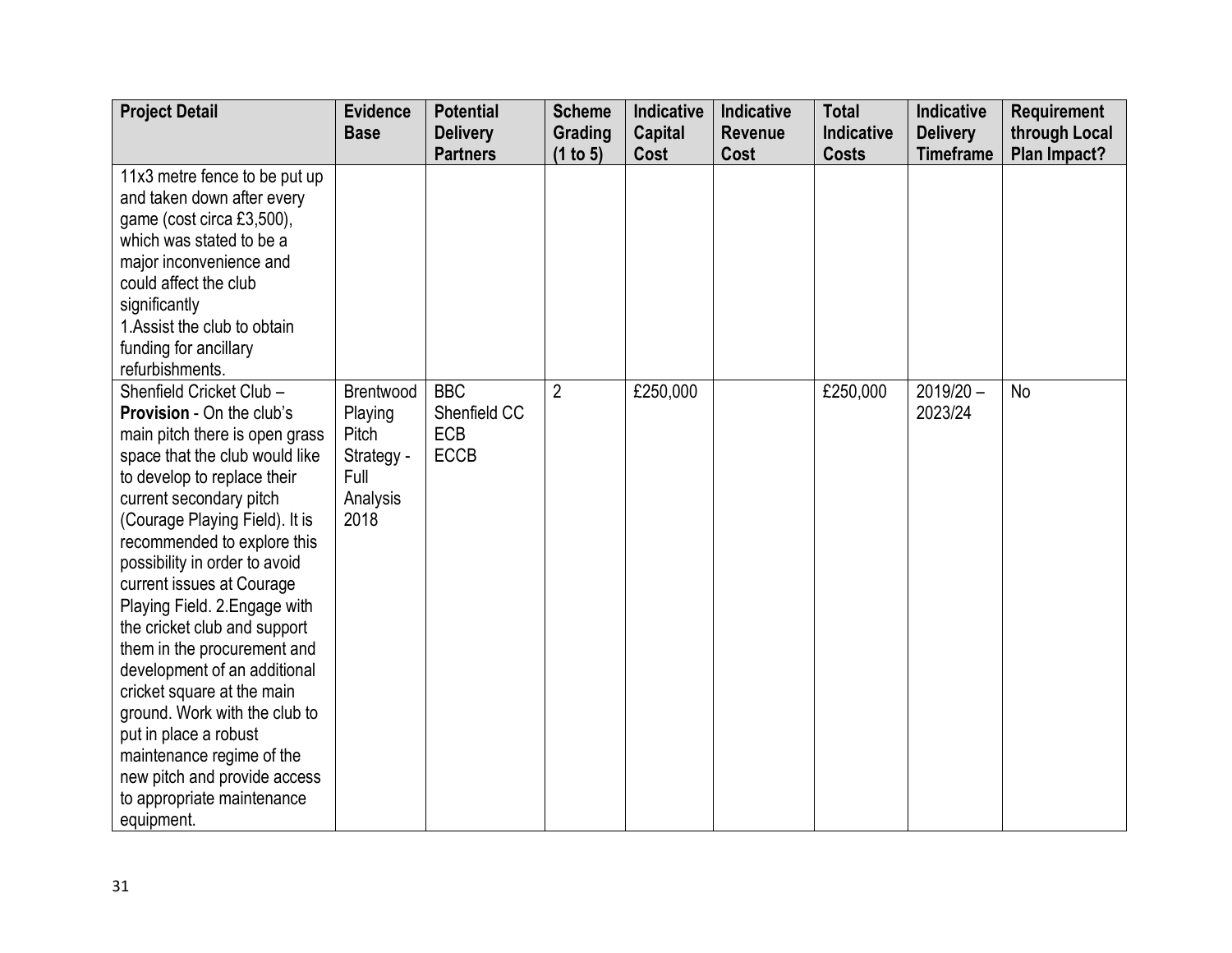| Project Detail | Evidence Base | Potential Delivery Partners | Scheme Grading (1 to 5) | Indicative Capital Cost | Indicative Revenue Cost | Total Indicative Costs | Indicative Delivery Timeframe | Requirement through Local Plan Impact? |
|---|---|---|---|---|---|---|---|---|
| 11x3 metre fence to be put up and taken down after every game (cost circa £3,500), which was stated to be a major inconvenience and could affect the club significantly<br>1.Assist the club to obtain funding for ancillary refurbishments. | | | | | | | | |
| Shenfield Cricket Club – **Provision** - On the club's main pitch there is open grass space that the club would like to develop to replace their current secondary pitch (Courage Playing Field). It is recommended to explore this possibility in order to avoid current issues at Courage Playing Field. 2.Engage with the cricket club and support them in the procurement and development of an additional cricket square at the main ground. Work with the club to put in place a robust maintenance regime of the new pitch and provide access to appropriate maintenance equipment. | Brentwood Playing Pitch Strategy - Full Analysis 2018 | BBC<br>Shenfield CC<br>ECB<br>ECCB | 2 | £250,000 | | £250,000 | 2019/20 – 2023/24 | No |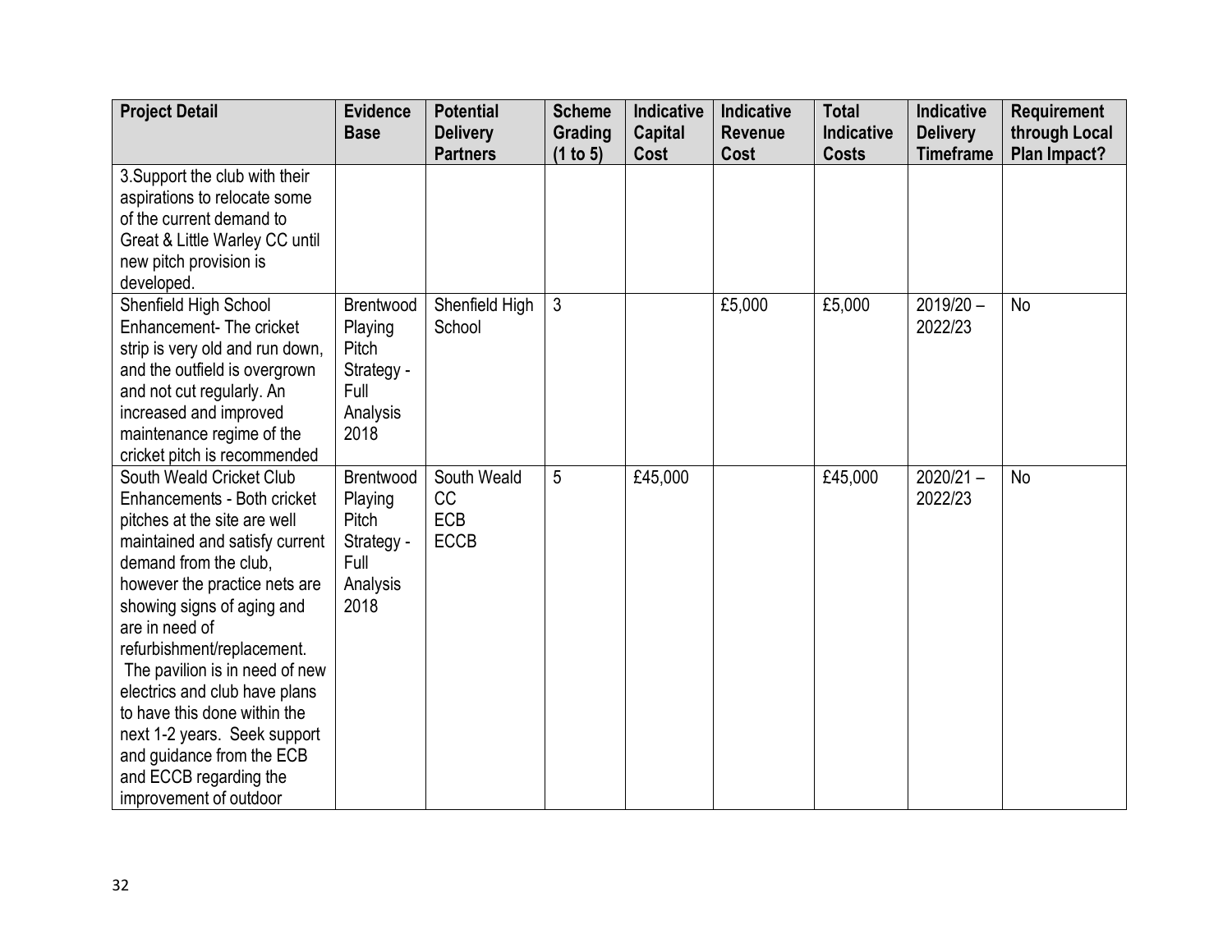| Project Detail | Evidence Base | Potential Delivery Partners | Scheme Grading (1 to 5) | Indicative Capital Cost | Indicative Revenue Cost | Total Indicative Costs | Indicative Delivery Timeframe | Requirement through Local Plan Impact? |
|---|---|---|---|---|---|---|---|---|
| 3.Support the club with their aspirations to relocate some of the current demand to Great & Little Warley CC until new pitch provision is developed. | | | | | | | | |
| Shenfield High School Enhancement- The cricket strip is very old and run down, and the outfield is overgrown and not cut regularly. An increased and improved maintenance regime of the cricket pitch is recommended | Brentwood Playing Pitch Strategy - Full Analysis 2018 | Shenfield High School | 3 | | £5,000 | £5,000 | 2019/20 – 2022/23 | No |
| South Weald Cricket Club Enhancements - Both cricket pitches at the site are well maintained and satisfy current demand from the club, however the practice nets are showing signs of aging and are in need of refurbishment/replacement. The pavilion is in need of new electrics and club have plans to have this done within the next 1-2 years. Seek support and guidance from the ECB and ECCB regarding the improvement of outdoor | Brentwood Playing Pitch Strategy - Full Analysis 2018 | South Weald CC ECB ECCB | 5 | £45,000 | | £45,000 | 2020/21 – 2022/23 | No |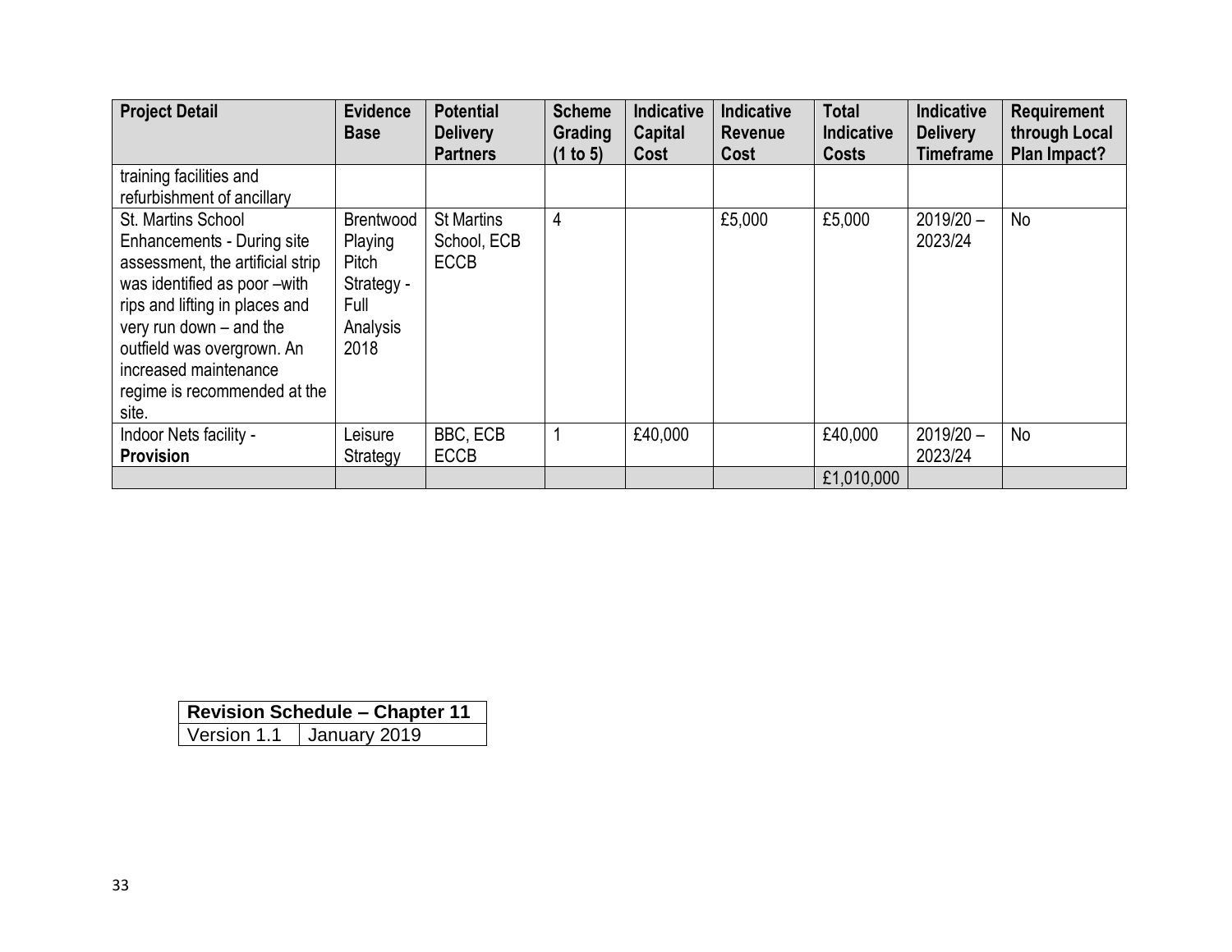| Project Detail | Evidence Base | Potential Delivery Partners | Scheme Grading (1 to 5) | Indicative Capital Cost | Indicative Revenue Cost | Total Indicative Costs | Indicative Delivery Timeframe | Requirement through Local Plan Impact? |
|---|---|---|---|---|---|---|---|---|
| training facilities and refurbishment of ancillary | | | | | | | | |
| St. Martins School Enhancements - During site assessment, the artificial strip was identified as poor –with rips and lifting in places and very run down – and the outfield was overgrown. An increased maintenance regime is recommended at the site. | Brentwood Playing Pitch Strategy - Full Analysis 2018 | St Martins School, ECB ECCB | 4 | | £5,000 | £5,000 | 2019/20 – 2023/24 | No |
| Indoor Nets facility - **Provision** | Leisure Strategy | BBC, ECB ECCB | 1 | £40,000 | | £40,000 | 2019/20 – 2023/24 | No |
| | | | | | | £1,010,000 | | |

| Revision Schedule – Chapter 11 | |
|---|---|
| Version 1.1 | January 2019 |